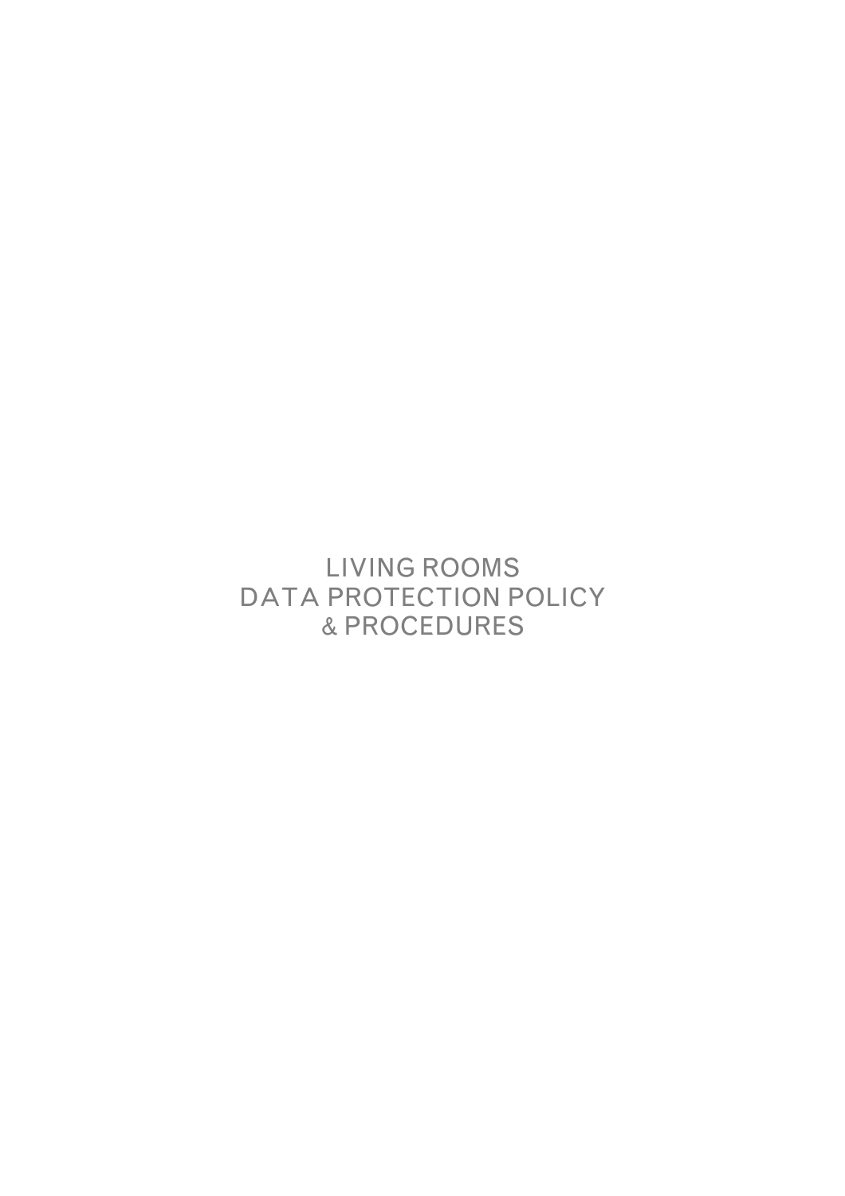# LIVING ROOMS
# DATA PROTECTION POLICY
# & PROCEDURES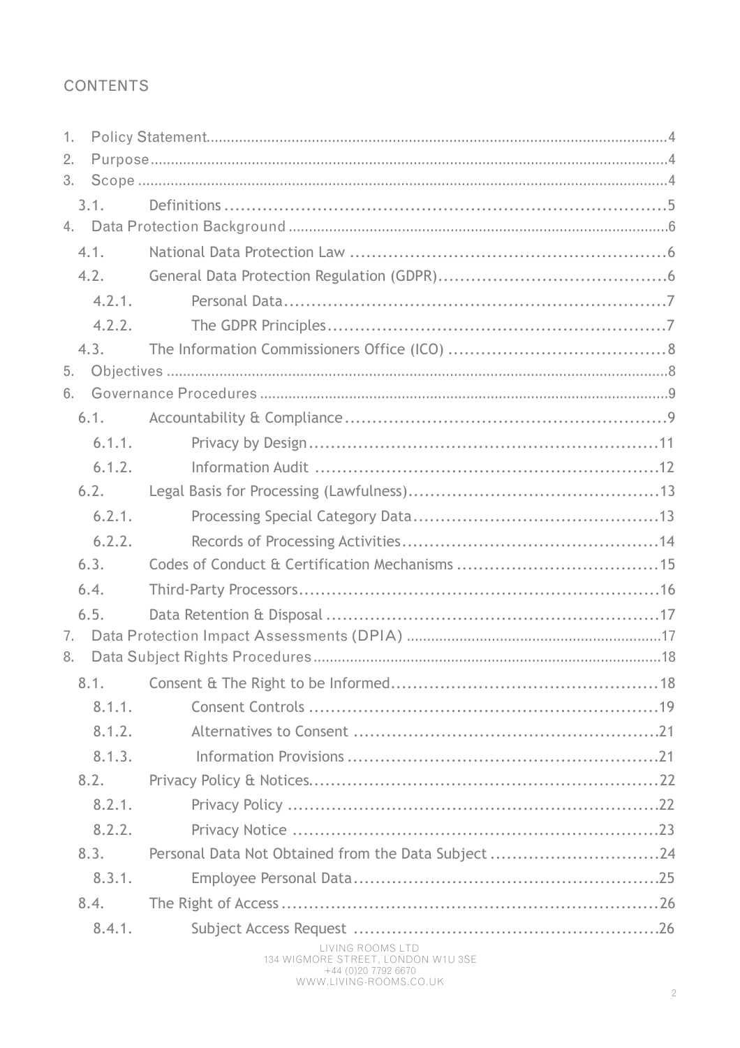## CONTENTS

1. Policy Statement....................4
2. Purpose....................4
3. Scope....................4
   - 3.1. Definitions....................5
4. Data Protection Background....................6
   - 4.1. National Data Protection Law....................6
   - 4.2. General Data Protection Regulation (GDPR)....................6
     - 4.2.1. Personal Data....................7
     - 4.2.2. The GDPR Principles....................7
   - 4.3. The Information Commissioners Office (ICO)....................8
5. Objectives....................8
6. Governance Procedures....................9
   - 6.1. Accountability & Compliance....................9
     - 6.1.1. Privacy by Design....................11
     - 6.1.2. Information Audit....................12
   - 6.2. Legal Basis for Processing (Lawfulness)....................13
     - 6.2.1. Processing Special Category Data....................13
     - 6.2.2. Records of Processing Activities....................14
   - 6.3. Codes of Conduct & Certification Mechanisms....................15
   - 6.4. Third-Party Processors....................16
   - 6.5. Data Retention & Disposal....................17
7. Data Protection Impact Assessments (DPIA)....................17
8. Data Subject Rights Procedures....................18
   - 8.1. Consent & The Right to be Informed....................18
     - 8.1.1. Consent Controls....................19
     - 8.1.2. Alternatives to Consent....................21
     - 8.1.3. Information Provisions....................21
   - 8.2. Privacy Policy & Notices....................22
     - 8.2.1. Privacy Policy....................22
     - 8.2.2. Privacy Notice....................23
   - 8.3. Personal Data Not Obtained from the Data Subject....................24
     - 8.3.1. Employee Personal Data....................25
   - 8.4. The Right of Access....................26
     - 8.4.1. Subject Access Request....................26

LIVING ROOMS LTD
134 WIGMORE STREET, LONDON W1U 3SE
+44 (0)20 7792 6670
WWW.LIVING-ROOMS.CO.UK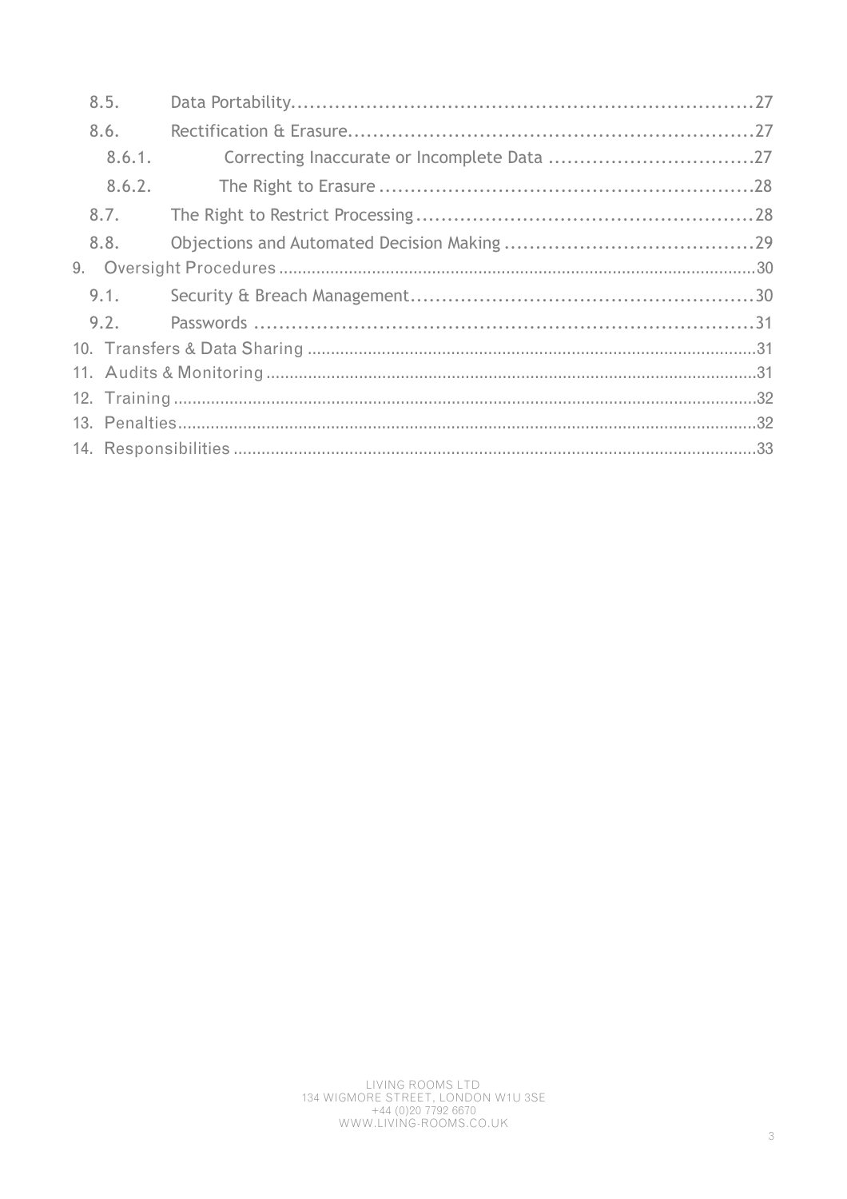- 8.5. Data Portability ........................................................................ 27
- 8.6. Rectification & Erasure ................................................................ 27
  - 8.6.1. Correcting Inaccurate or Incomplete Data ................................ 27
  - 8.6.2. The Right to Erasure ........................................................... 28
- 8.7. The Right to Restrict Processing ..................................................... 28
- 8.8. Objections and Automated Decision Making ....................................... 29

9. Oversight Procedures ............................................................................ 30
   - 9.1. Security & Breach Management ...................................................... 30
   - 9.2. Passwords .................................................................................. 31
10. Transfers & Data Sharing ...................................................................... 31
11. Audits & Monitoring .............................................................................. 31
12. Training ............................................................................................... 32
13. Penalties .............................................................................................. 32
14. Responsibilities .................................................................................... 33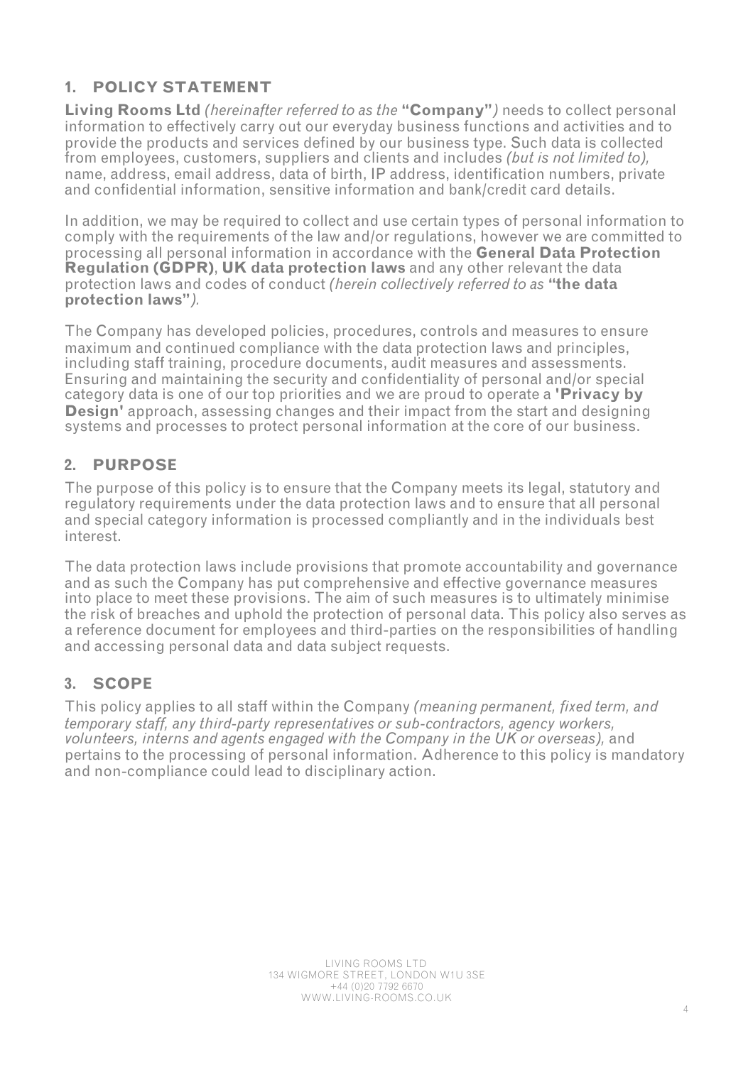## 1. POLICY STATEMENT

**Living Rooms Ltd** *(hereinafter referred to as the* **"Company"***)* needs to collect personal information to effectively carry out our everyday business functions and activities and to provide the products and services defined by our business type. Such data is collected from employees, customers, suppliers and clients and includes *(but is not limited to),* name, address, email address, data of birth, IP address, identification numbers, private and confidential information, sensitive information and bank/credit card details.

In addition, we may be required to collect and use certain types of personal information to comply with the requirements of the law and/or regulations, however we are committed to processing all personal information in accordance with the **General Data Protection Regulation (GDPR)**, **UK data protection laws** and any other relevant the data protection laws and codes of conduct *(herein collectively referred to as* **"the data protection laws"***)*.

The Company has developed policies, procedures, controls and measures to ensure maximum and continued compliance with the data protection laws and principles, including staff training, procedure documents, audit measures and assessments. Ensuring and maintaining the security and confidentiality of personal and/or special category data is one of our top priorities and we are proud to operate a **'Privacy by Design'** approach, assessing changes and their impact from the start and designing systems and processes to protect personal information at the core of our business.

## 2. PURPOSE

The purpose of this policy is to ensure that the Company meets its legal, statutory and regulatory requirements under the data protection laws and to ensure that all personal and special category information is processed compliantly and in the individuals best interest.

The data protection laws include provisions that promote accountability and governance and as such the Company has put comprehensive and effective governance measures into place to meet these provisions. The aim of such measures is to ultimately minimise the risk of breaches and uphold the protection of personal data. This policy also serves as a reference document for employees and third-parties on the responsibilities of handling and accessing personal data and data subject requests.

## 3. SCOPE

This policy applies to all staff within the Company *(meaning permanent, fixed term, and temporary staff, any third-party representatives or sub-contractors, agency workers, volunteers, interns and agents engaged with the Company in the UK or overseas),* and pertains to the processing of personal information. Adherence to this policy is mandatory and non-compliance could lead to disciplinary action.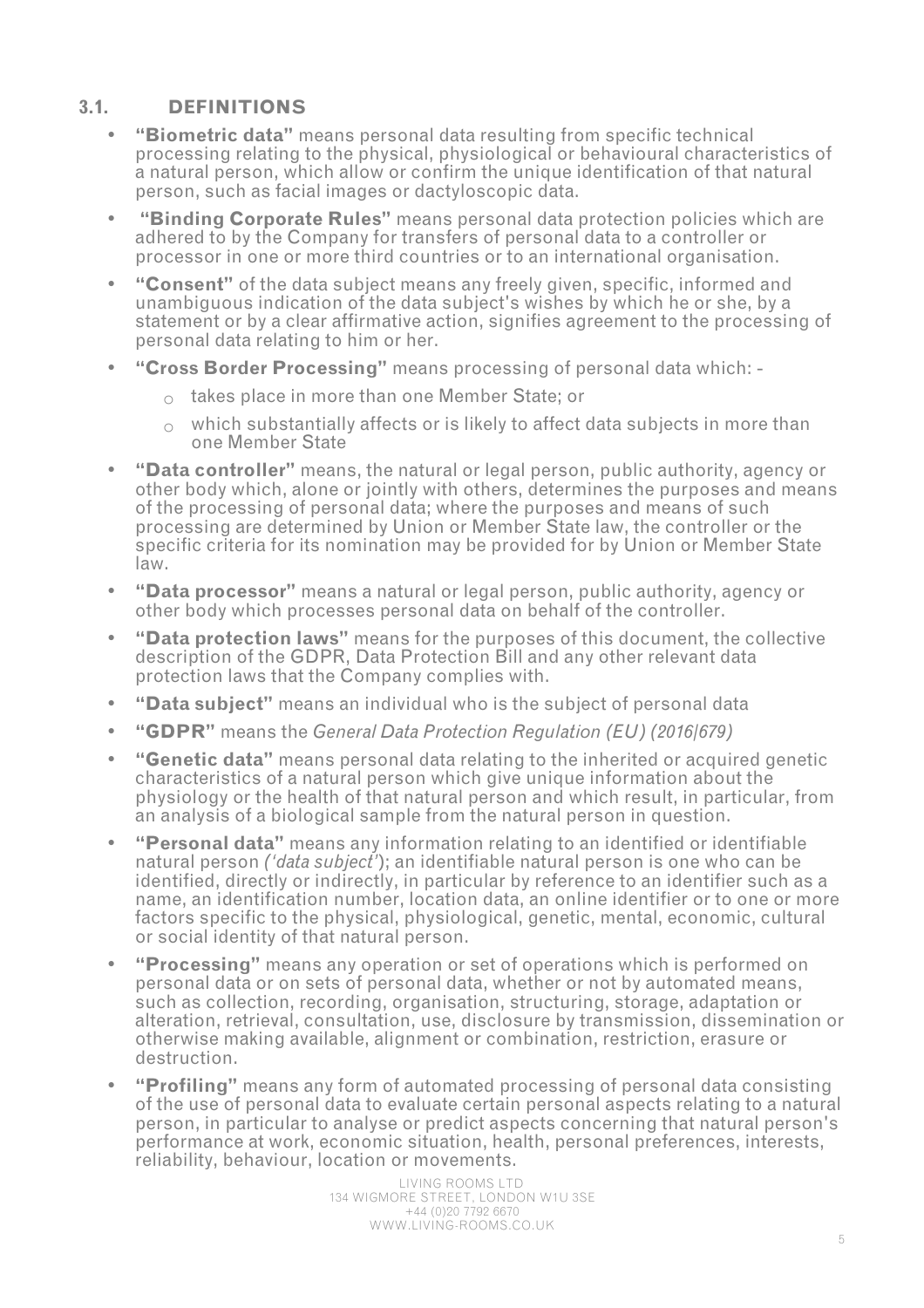### 3.1. DEFINITIONS

- **"Biometric data"** means personal data resulting from specific technical processing relating to the physical, physiological or behavioural characteristics of a natural person, which allow or confirm the unique identification of that natural person, such as facial images or dactyloscopic data.
- **"Binding Corporate Rules"** means personal data protection policies which are adhered to by the Company for transfers of personal data to a controller or processor in one or more third countries or to an international organisation.
- **"Consent"** of the data subject means any freely given, specific, informed and unambiguous indication of the data subject's wishes by which he or she, by a statement or by a clear affirmative action, signifies agreement to the processing of personal data relating to him or her.
- **"Cross Border Processing"** means processing of personal data which: -
  - takes place in more than one Member State; or
  - which substantially affects or is likely to affect data subjects in more than one Member State
- **"Data controller"** means, the natural or legal person, public authority, agency or other body which, alone or jointly with others, determines the purposes and means of the processing of personal data; where the purposes and means of such processing are determined by Union or Member State law, the controller or the specific criteria for its nomination may be provided for by Union or Member State law.
- **"Data processor"** means a natural or legal person, public authority, agency or other body which processes personal data on behalf of the controller.
- **"Data protection laws"** means for the purposes of this document, the collective description of the GDPR, Data Protection Bill and any other relevant data protection laws that the Company complies with.
- **"Data subject"** means an individual who is the subject of personal data
- **"GDPR"** means the *General Data Protection Regulation (EU) (2016/679)*
- **"Genetic data"** means personal data relating to the inherited or acquired genetic characteristics of a natural person which give unique information about the physiology or the health of that natural person and which result, in particular, from an analysis of a biological sample from the natural person in question.
- **"Personal data"** means any information relating to an identified or identifiable natural person *('data subject')*; an identifiable natural person is one who can be identified, directly or indirectly, in particular by reference to an identifier such as a name, an identification number, location data, an online identifier or to one or more factors specific to the physical, physiological, genetic, mental, economic, cultural or social identity of that natural person.
- **"Processing"** means any operation or set of operations which is performed on personal data or on sets of personal data, whether or not by automated means, such as collection, recording, organisation, structuring, storage, adaptation or alteration, retrieval, consultation, use, disclosure by transmission, dissemination or otherwise making available, alignment or combination, restriction, erasure or destruction.
- **"Profiling"** means any form of automated processing of personal data consisting of the use of personal data to evaluate certain personal aspects relating to a natural person, in particular to analyse or predict aspects concerning that natural person's performance at work, economic situation, health, personal preferences, interests, reliability, behaviour, location or movements.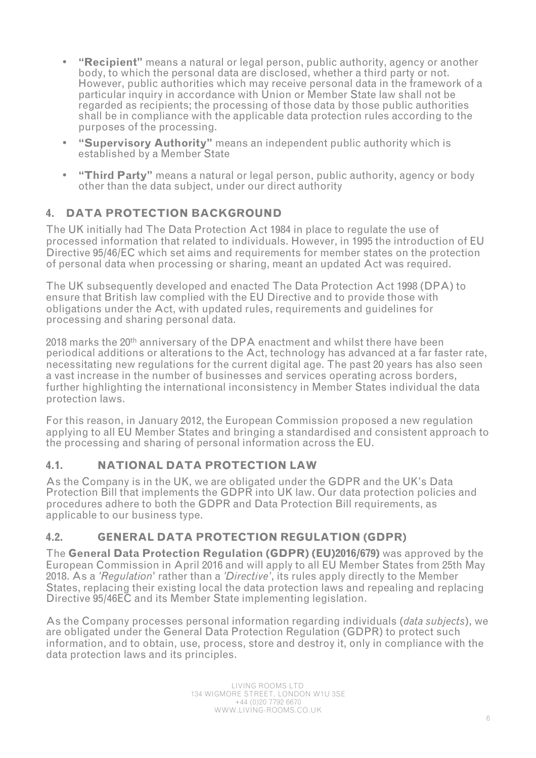- **"Recipient"** means a natural or legal person, public authority, agency or another body, to which the personal data are disclosed, whether a third party or not. However, public authorities which may receive personal data in the framework of a particular inquiry in accordance with Union or Member State law shall not be regarded as recipients; the processing of those data by those public authorities shall be in compliance with the applicable data protection rules according to the purposes of the processing.
- **"Supervisory Authority"** means an independent public authority which is established by a Member State
- **"Third Party"** means a natural or legal person, public authority, agency or body other than the data subject, under our direct authority

## 4. DATA PROTECTION BACKGROUND

The UK initially had The Data Protection Act 1984 in place to regulate the use of processed information that related to individuals. However, in 1995 the introduction of EU Directive 95/46/EC which set aims and requirements for member states on the protection of personal data when processing or sharing, meant an updated Act was required.

The UK subsequently developed and enacted The Data Protection Act 1998 (DPA) to ensure that British law complied with the EU Directive and to provide those with obligations under the Act, with updated rules, requirements and guidelines for processing and sharing personal data.

2018 marks the 20th anniversary of the DPA enactment and whilst there have been periodical additions or alterations to the Act, technology has advanced at a far faster rate, necessitating new regulations for the current digital age. The past 20 years has also seen a vast increase in the number of businesses and services operating across borders, further highlighting the international inconsistency in Member States individual the data protection laws.

For this reason, in January 2012, the European Commission proposed a new regulation applying to all EU Member States and bringing a standardised and consistent approach to the processing and sharing of personal information across the EU.

### 4.1. NATIONAL DATA PROTECTION LAW

As the Company is in the UK, we are obligated under the GDPR and the UK's Data Protection Bill that implements the GDPR into UK law. Our data protection policies and procedures adhere to both the GDPR and Data Protection Bill requirements, as applicable to our business type.

### 4.2. GENERAL DATA PROTECTION REGULATION (GDPR)

The **General Data Protection Regulation (GDPR) (EU)2016/679)** was approved by the European Commission in April 2016 and will apply to all EU Member States from 25th May 2018. As a *'Regulation'* rather than a *'Directive'*, its rules apply directly to the Member States, replacing their existing local the data protection laws and repealing and replacing Directive 95/46EC and its Member State implementing legislation.

As the Company processes personal information regarding individuals (*data subjects*), we are obligated under the General Data Protection Regulation (GDPR) to protect such information, and to obtain, use, process, store and destroy it, only in compliance with the data protection laws and its principles.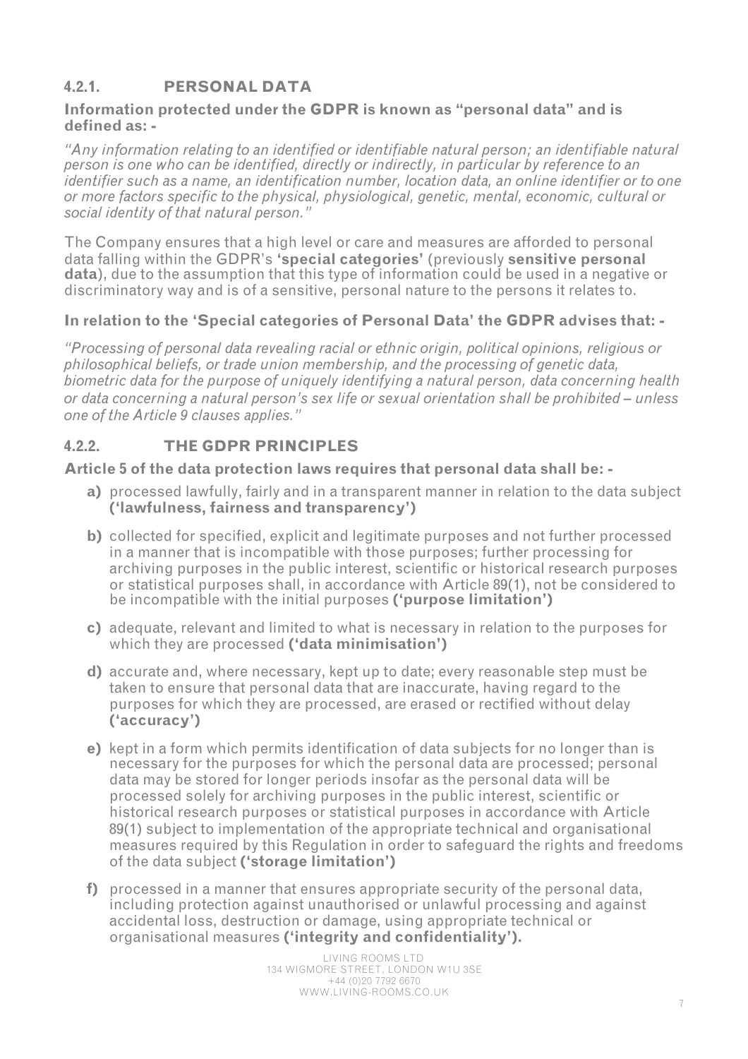### 4.2.1. PERSONAL DATA

**Information protected under the GDPR is known as "personal data" and is defined as: -**

*"Any information relating to an identified or identifiable natural person; an identifiable natural person is one who can be identified, directly or indirectly, in particular by reference to an identifier such as a name, an identification number, location data, an online identifier or to one or more factors specific to the physical, physiological, genetic, mental, economic, cultural or social identity of that natural person."*

The Company ensures that a high level or care and measures are afforded to personal data falling within the GDPR's **'special categories'** (previously **sensitive personal data**), due to the assumption that this type of information could be used in a negative or discriminatory way and is of a sensitive, personal nature to the persons it relates to.

**In relation to the 'Special categories of Personal Data' the GDPR advises that: -**

*"Processing of personal data revealing racial or ethnic origin, political opinions, religious or philosophical beliefs, or trade union membership, and the processing of genetic data, biometric data for the purpose of uniquely identifying a natural person, data concerning health or data concerning a natural person's sex life or sexual orientation shall be prohibited – unless one of the Article 9 clauses applies."*

### 4.2.2. THE GDPR PRINCIPLES

**Article 5 of the data protection laws requires that personal data shall be: -**

- **a)** processed lawfully, fairly and in a transparent manner in relation to the data subject **('lawfulness, fairness and transparency')**
- **b)** collected for specified, explicit and legitimate purposes and not further processed in a manner that is incompatible with those purposes; further processing for archiving purposes in the public interest, scientific or historical research purposes or statistical purposes shall, in accordance with Article 89(1), not be considered to be incompatible with the initial purposes **('purpose limitation')**
- **c)** adequate, relevant and limited to what is necessary in relation to the purposes for which they are processed **('data minimisation')**
- **d)** accurate and, where necessary, kept up to date; every reasonable step must be taken to ensure that personal data that are inaccurate, having regard to the purposes for which they are processed, are erased or rectified without delay **('accuracy')**
- **e)** kept in a form which permits identification of data subjects for no longer than is necessary for the purposes for which the personal data are processed; personal data may be stored for longer periods insofar as the personal data will be processed solely for archiving purposes in the public interest, scientific or historical research purposes or statistical purposes in accordance with Article 89(1) subject to implementation of the appropriate technical and organisational measures required by this Regulation in order to safeguard the rights and freedoms of the data subject **('storage limitation')**
- **f)** processed in a manner that ensures appropriate security of the personal data, including protection against unauthorised or unlawful processing and against accidental loss, destruction or damage, using appropriate technical or organisational measures **('integrity and confidentiality').**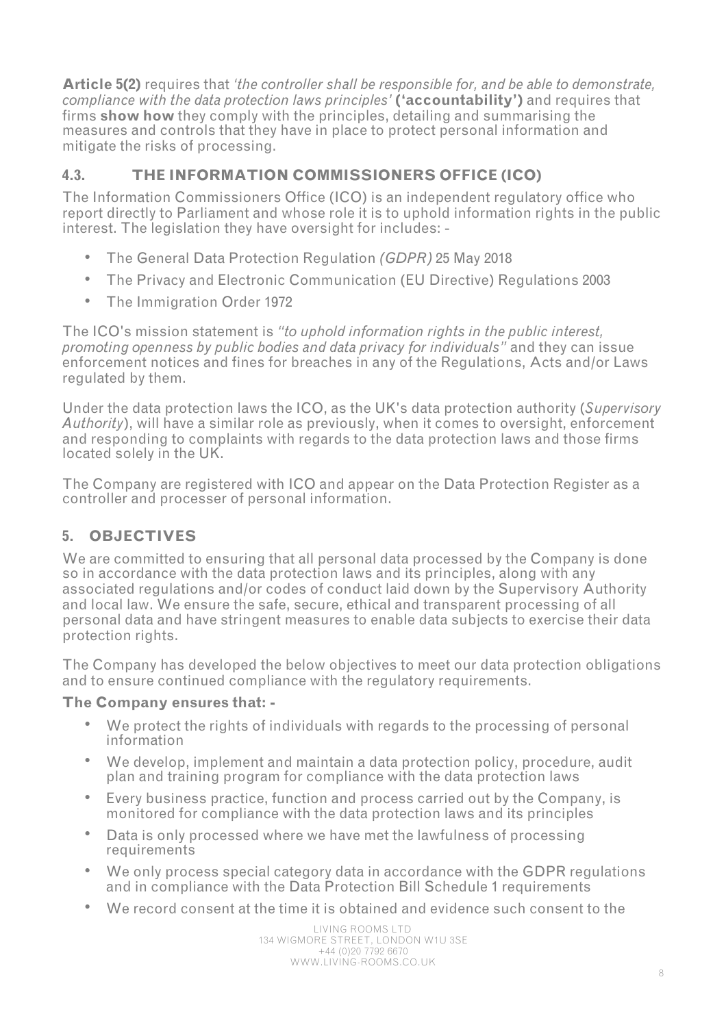**Article 5(2)** requires that *'the controller shall be responsible for, and be able to demonstrate, compliance with the data protection laws principles'* **('accountability')** and requires that firms **show how** they comply with the principles, detailing and summarising the measures and controls that they have in place to protect personal information and mitigate the risks of processing.

### 4.3. THE INFORMATION COMMISSIONERS OFFICE (ICO)

The Information Commissioners Office (ICO) is an independent regulatory office who report directly to Parliament and whose role it is to uphold information rights in the public interest. The legislation they have oversight for includes: -

- The General Data Protection Regulation *(GDPR)* 25 May 2018
- The Privacy and Electronic Communication (EU Directive) Regulations 2003
- The Immigration Order 1972

The ICO's mission statement is *"to uphold information rights in the public interest, promoting openness by public bodies and data privacy for individuals"* and they can issue enforcement notices and fines for breaches in any of the Regulations, Acts and/or Laws regulated by them.

Under the data protection laws the ICO, as the UK's data protection authority (*Supervisory Authority*), will have a similar role as previously, when it comes to oversight, enforcement and responding to complaints with regards to the data protection laws and those firms located solely in the UK.

The Company are registered with ICO and appear on the Data Protection Register as a controller and processer of personal information.

## 5. OBJECTIVES

We are committed to ensuring that all personal data processed by the Company is done so in accordance with the data protection laws and its principles, along with any associated regulations and/or codes of conduct laid down by the Supervisory Authority and local law. We ensure the safe, secure, ethical and transparent processing of all personal data and have stringent measures to enable data subjects to exercise their data protection rights.

The Company has developed the below objectives to meet our data protection obligations and to ensure continued compliance with the regulatory requirements.

**The Company ensures that: -**

- We protect the rights of individuals with regards to the processing of personal information
- We develop, implement and maintain a data protection policy, procedure, audit plan and training program for compliance with the data protection laws
- Every business practice, function and process carried out by the Company, is monitored for compliance with the data protection laws and its principles
- Data is only processed where we have met the lawfulness of processing requirements
- We only process special category data in accordance with the GDPR regulations and in compliance with the Data Protection Bill Schedule 1 requirements
- We record consent at the time it is obtained and evidence such consent to the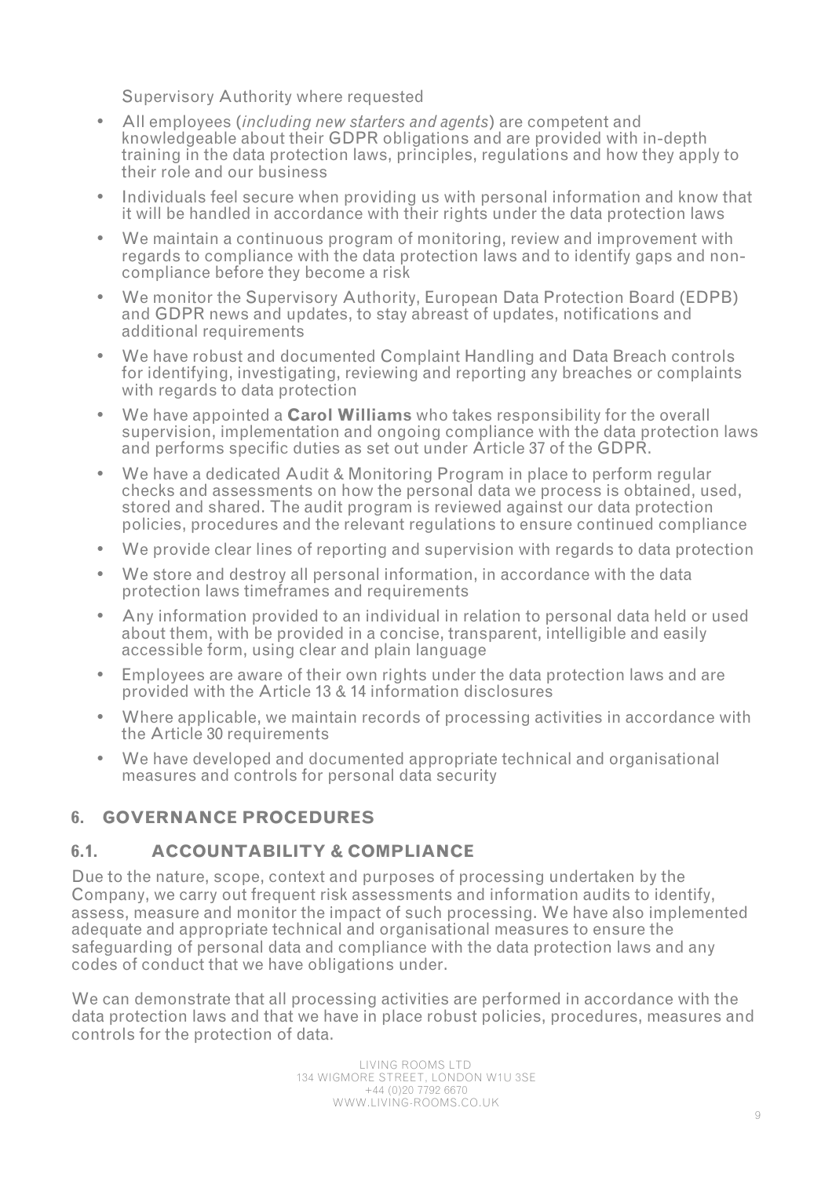Supervisory Authority where requested

- All employees (*including new starters and agents*) are competent and knowledgeable about their GDPR obligations and are provided with in-depth training in the data protection laws, principles, regulations and how they apply to their role and our business
- Individuals feel secure when providing us with personal information and know that it will be handled in accordance with their rights under the data protection laws
- We maintain a continuous program of monitoring, review and improvement with regards to compliance with the data protection laws and to identify gaps and non-compliance before they become a risk
- We monitor the Supervisory Authority, European Data Protection Board (EDPB) and GDPR news and updates, to stay abreast of updates, notifications and additional requirements
- We have robust and documented Complaint Handling and Data Breach controls for identifying, investigating, reviewing and reporting any breaches or complaints with regards to data protection
- We have appointed a **Carol Williams** who takes responsibility for the overall supervision, implementation and ongoing compliance with the data protection laws and performs specific duties as set out under Article 37 of the GDPR.
- We have a dedicated Audit & Monitoring Program in place to perform regular checks and assessments on how the personal data we process is obtained, used, stored and shared. The audit program is reviewed against our data protection policies, procedures and the relevant regulations to ensure continued compliance
- We provide clear lines of reporting and supervision with regards to data protection
- We store and destroy all personal information, in accordance with the data protection laws timeframes and requirements
- Any information provided to an individual in relation to personal data held or used about them, with be provided in a concise, transparent, intelligible and easily accessible form, using clear and plain language
- Employees are aware of their own rights under the data protection laws and are provided with the Article 13 & 14 information disclosures
- Where applicable, we maintain records of processing activities in accordance with the Article 30 requirements
- We have developed and documented appropriate technical and organisational measures and controls for personal data security

## 6. GOVERNANCE PROCEDURES

### 6.1. ACCOUNTABILITY & COMPLIANCE

Due to the nature, scope, context and purposes of processing undertaken by the Company, we carry out frequent risk assessments and information audits to identify, assess, measure and monitor the impact of such processing. We have also implemented adequate and appropriate technical and organisational measures to ensure the safeguarding of personal data and compliance with the data protection laws and any codes of conduct that we have obligations under.

We can demonstrate that all processing activities are performed in accordance with the data protection laws and that we have in place robust policies, procedures, measures and controls for the protection of data.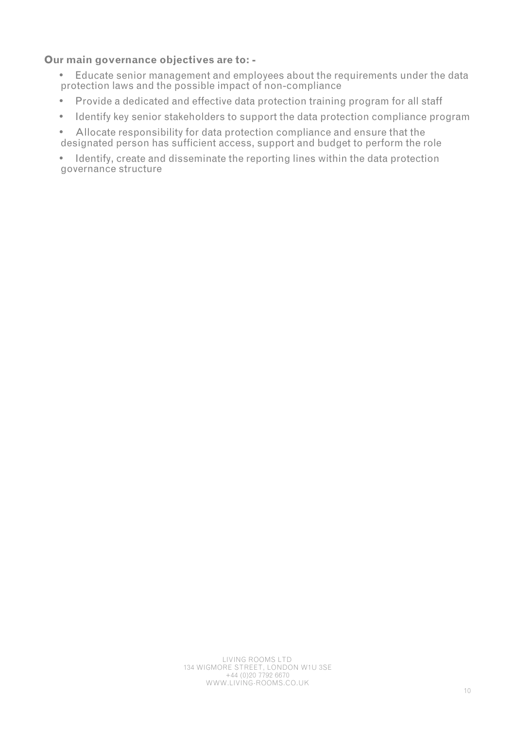**Our main governance objectives are to: -**

- Educate senior management and employees about the requirements under the data protection laws and the possible impact of non-compliance
- Provide a dedicated and effective data protection training program for all staff
- Identify key senior stakeholders to support the data protection compliance program
- Allocate responsibility for data protection compliance and ensure that the designated person has sufficient access, support and budget to perform the role
- Identify, create and disseminate the reporting lines within the data protection governance structure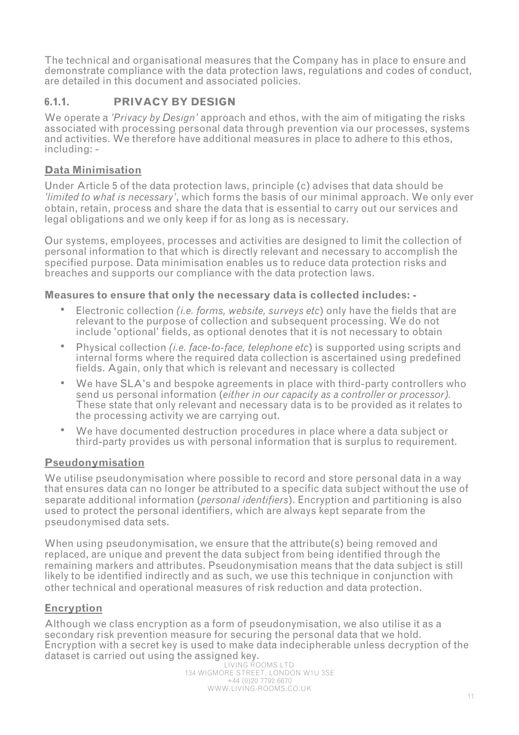The technical and organisational measures that the Company has in place to ensure and demonstrate compliance with the data protection laws, regulations and codes of conduct, are detailed in this document and associated policies.

### 6.1.1. PRIVACY BY DESIGN

We operate a *'Privacy by Design'* approach and ethos, with the aim of mitigating the risks associated with processing personal data through prevention via our processes, systems and activities. We therefore have additional measures in place to adhere to this ethos, including: -

**Data Minimisation**

Under Article 5 of the data protection laws, principle (c) advises that data should be *'limited to what is necessary'*, which forms the basis of our minimal approach. We only ever obtain, retain, process and share the data that is essential to carry out our services and legal obligations and we only keep if for as long as is necessary.

Our systems, employees, processes and activities are designed to limit the collection of personal information to that which is directly relevant and necessary to accomplish the specified purpose. Data minimisation enables us to reduce data protection risks and breaches and supports our compliance with the data protection laws.

**Measures to ensure that only the necessary data is collected includes: -**

- Electronic collection *(i.e. forms, website, surveys etc)* only have the fields that are relevant to the purpose of collection and subsequent processing. We do not include 'optional' fields, as optional denotes that it is not necessary to obtain
- Physical collection *(i.e. face-to-face, telephone etc)* is supported using scripts and internal forms where the required data collection is ascertained using predefined fields. Again, only that which is relevant and necessary is collected
- We have SLA's and bespoke agreements in place with third-party controllers who send us personal information (*either in our capacity as a controller or processor).* These state that only relevant and necessary data is to be provided as it relates to the processing activity we are carrying out.
- We have documented destruction procedures in place where a data subject or third-party provides us with personal information that is surplus to requirement.

**Pseudonymisation**

We utilise pseudonymisation where possible to record and store personal data in a way that ensures data can no longer be attributed to a specific data subject without the use of separate additional information (*personal identifiers*). Encryption and partitioning is also used to protect the personal identifiers, which are always kept separate from the pseudonymised data sets.

When using pseudonymisation, we ensure that the attribute(s) being removed and replaced, are unique and prevent the data subject from being identified through the remaining markers and attributes. Pseudonymisation means that the data subject is still likely to be identified indirectly and as such, we use this technique in conjunction with other technical and operational measures of risk reduction and data protection.

**Encryption**

Although we class encryption as a form of pseudonymisation, we also utilise it as a secondary risk prevention measure for securing the personal data that we hold. Encryption with a secret key is used to make data indecipherable unless decryption of the dataset is carried out using the assigned key.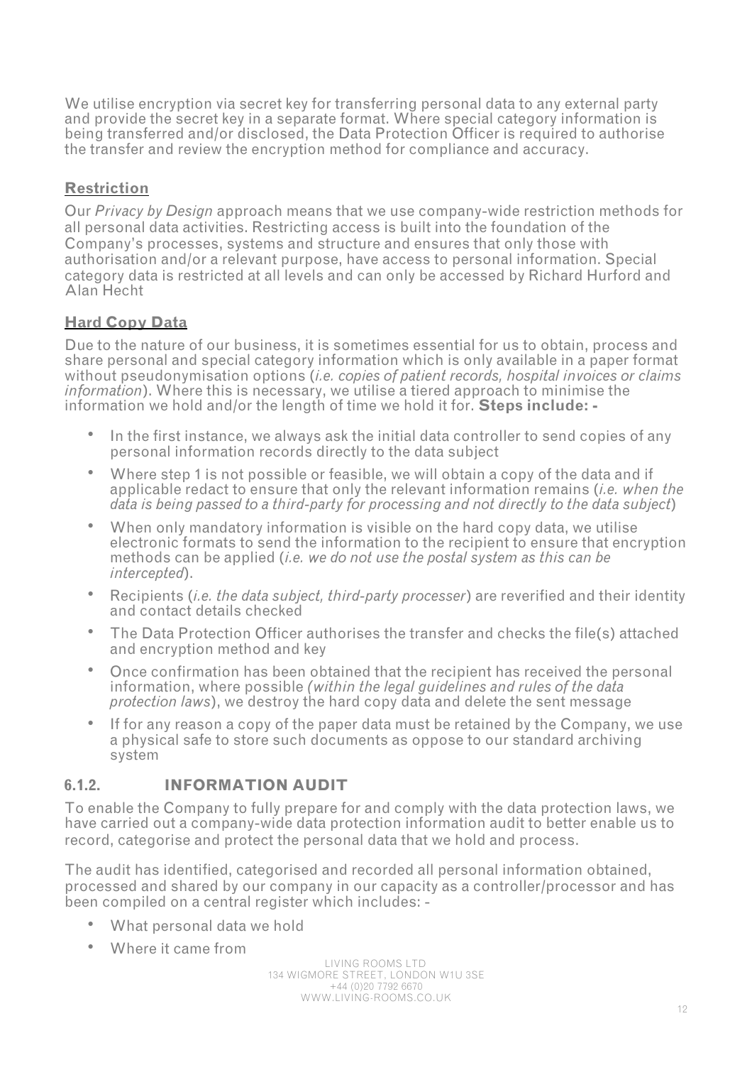We utilise encryption via secret key for transferring personal data to any external party and provide the secret key in a separate format. Where special category information is being transferred and/or disclosed, the Data Protection Officer is required to authorise the transfer and review the encryption method for compliance and accuracy.

**Restriction**

Our *Privacy by Design* approach means that we use company-wide restriction methods for all personal data activities. Restricting access is built into the foundation of the Company's processes, systems and structure and ensures that only those with authorisation and/or a relevant purpose, have access to personal information. Special category data is restricted at all levels and can only be accessed by Richard Hurford and Alan Hecht

**Hard Copy Data**

Due to the nature of our business, it is sometimes essential for us to obtain, process and share personal and special category information which is only available in a paper format without pseudonymisation options (*i.e. copies of patient records, hospital invoices or claims information*). Where this is necessary, we utilise a tiered approach to minimise the information we hold and/or the length of time we hold it for. **Steps include: -**

- In the first instance, we always ask the initial data controller to send copies of any personal information records directly to the data subject
- Where step 1 is not possible or feasible, we will obtain a copy of the data and if applicable redact to ensure that only the relevant information remains (*i.e. when the data is being passed to a third-party for processing and not directly to the data subject*)
- When only mandatory information is visible on the hard copy data, we utilise electronic formats to send the information to the recipient to ensure that encryption methods can be applied (*i.e. we do not use the postal system as this can be intercepted*).
- Recipients (*i.e. the data subject, third-party processer*) are reverified and their identity and contact details checked
- The Data Protection Officer authorises the transfer and checks the file(s) attached and encryption method and key
- Once confirmation has been obtained that the recipient has received the personal information, where possible *(within the legal guidelines and rules of the data protection laws*), we destroy the hard copy data and delete the sent message
- If for any reason a copy of the paper data must be retained by the Company, we use a physical safe to store such documents as oppose to our standard archiving system

### 6.1.2. INFORMATION AUDIT

To enable the Company to fully prepare for and comply with the data protection laws, we have carried out a company-wide data protection information audit to better enable us to record, categorise and protect the personal data that we hold and process.

The audit has identified, categorised and recorded all personal information obtained, processed and shared by our company in our capacity as a controller/processor and has been compiled on a central register which includes: -

- What personal data we hold
- Where it came from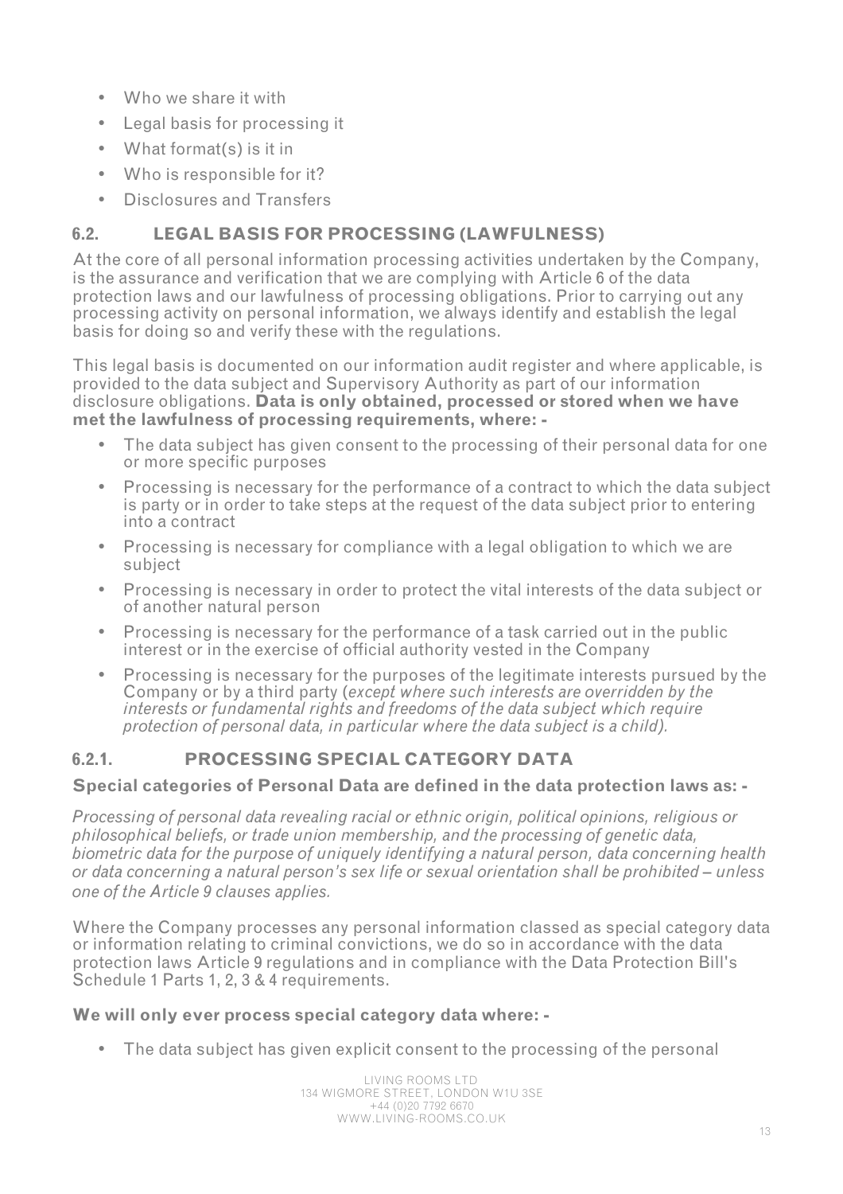- Who we share it with
- Legal basis for processing it
- What format(s) is it in
- Who is responsible for it?
- Disclosures and Transfers

## 6.2. LEGAL BASIS FOR PROCESSING (LAWFULNESS)

At the core of all personal information processing activities undertaken by the Company, is the assurance and verification that we are complying with Article 6 of the data protection laws and our lawfulness of processing obligations. Prior to carrying out any processing activity on personal information, we always identify and establish the legal basis for doing so and verify these with the regulations.

This legal basis is documented on our information audit register and where applicable, is provided to the data subject and Supervisory Authority as part of our information disclosure obligations. **Data is only obtained, processed or stored when we have met the lawfulness of processing requirements, where: -**

- The data subject has given consent to the processing of their personal data for one or more specific purposes
- Processing is necessary for the performance of a contract to which the data subject is party or in order to take steps at the request of the data subject prior to entering into a contract
- Processing is necessary for compliance with a legal obligation to which we are subject
- Processing is necessary in order to protect the vital interests of the data subject or of another natural person
- Processing is necessary for the performance of a task carried out in the public interest or in the exercise of official authority vested in the Company
- Processing is necessary for the purposes of the legitimate interests pursued by the Company or by a third party (*except where such interests are overridden by the interests or fundamental rights and freedoms of the data subject which require protection of personal data, in particular where the data subject is a child).*

### 6.2.1. PROCESSING SPECIAL CATEGORY DATA

**Special categories of Personal Data are defined in the data protection laws as: -**

*Processing of personal data revealing racial or ethnic origin, political opinions, religious or philosophical beliefs, or trade union membership, and the processing of genetic data, biometric data for the purpose of uniquely identifying a natural person, data concerning health or data concerning a natural person's sex life or sexual orientation shall be prohibited – unless one of the Article 9 clauses applies.*

Where the Company processes any personal information classed as special category data or information relating to criminal convictions, we do so in accordance with the data protection laws Article 9 regulations and in compliance with the Data Protection Bill's Schedule 1 Parts 1, 2, 3 & 4 requirements.

**We will only ever process special category data where: -**

- The data subject has given explicit consent to the processing of the personal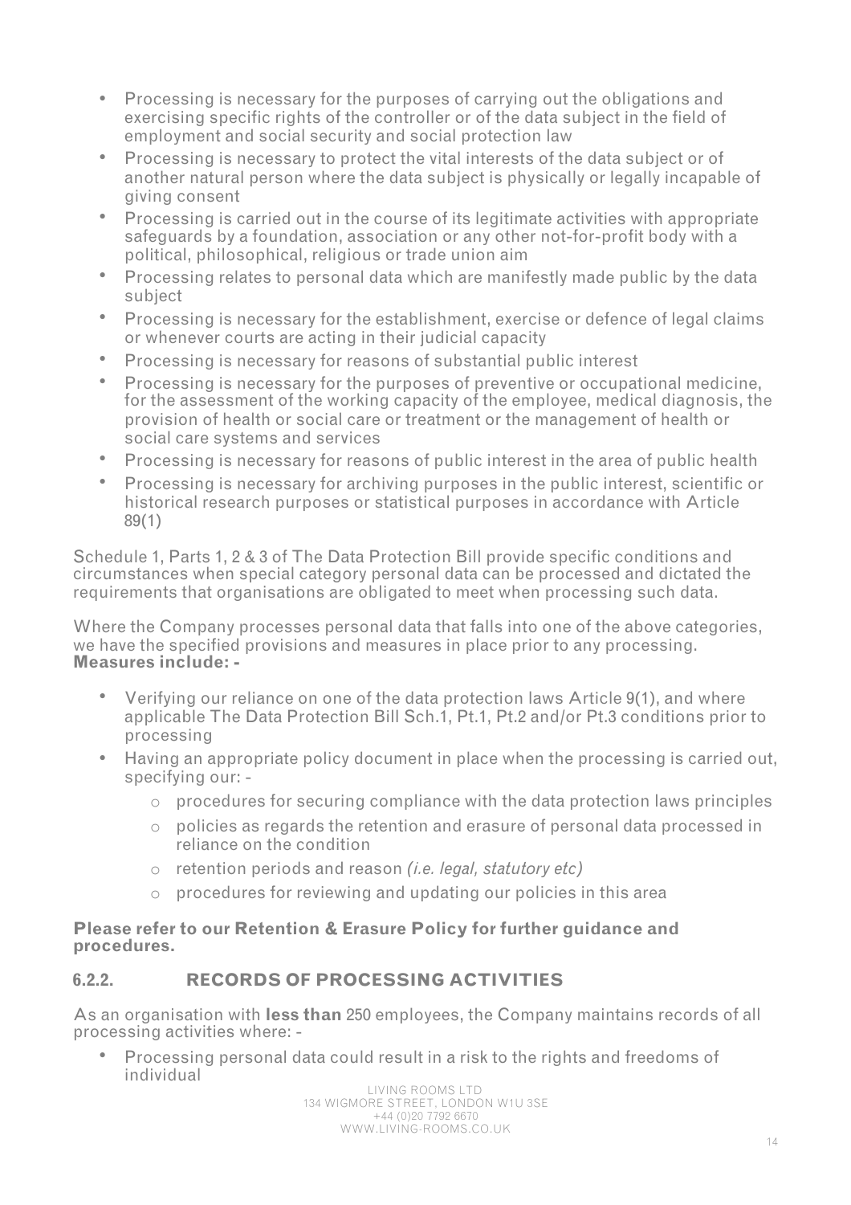- Processing is necessary for the purposes of carrying out the obligations and exercising specific rights of the controller or of the data subject in the field of employment and social security and social protection law
- Processing is necessary to protect the vital interests of the data subject or of another natural person where the data subject is physically or legally incapable of giving consent
- Processing is carried out in the course of its legitimate activities with appropriate safeguards by a foundation, association or any other not-for-profit body with a political, philosophical, religious or trade union aim
- Processing relates to personal data which are manifestly made public by the data subject
- Processing is necessary for the establishment, exercise or defence of legal claims or whenever courts are acting in their judicial capacity
- Processing is necessary for reasons of substantial public interest
- Processing is necessary for the purposes of preventive or occupational medicine, for the assessment of the working capacity of the employee, medical diagnosis, the provision of health or social care or treatment or the management of health or social care systems and services
- Processing is necessary for reasons of public interest in the area of public health
- Processing is necessary for archiving purposes in the public interest, scientific or historical research purposes or statistical purposes in accordance with Article 89(1)

Schedule 1, Parts 1, 2 & 3 of The Data Protection Bill provide specific conditions and circumstances when special category personal data can be processed and dictated the requirements that organisations are obligated to meet when processing such data.

Where the Company processes personal data that falls into one of the above categories, we have the specified provisions and measures in place prior to any processing. **Measures include: -**

- Verifying our reliance on one of the data protection laws Article 9(1), and where applicable The Data Protection Bill Sch.1, Pt.1, Pt.2 and/or Pt.3 conditions prior to processing
- Having an appropriate policy document in place when the processing is carried out, specifying our: -
  - procedures for securing compliance with the data protection laws principles
  - policies as regards the retention and erasure of personal data processed in reliance on the condition
  - retention periods and reason *(i.e. legal, statutory etc)*
  - procedures for reviewing and updating our policies in this area

**Please refer to our Retention & Erasure Policy for further guidance and procedures.**

### 6.2.2. RECORDS OF PROCESSING ACTIVITIES

As an organisation with **less than** 250 employees, the Company maintains records of all processing activities where: -

- Processing personal data could result in a risk to the rights and freedoms of individual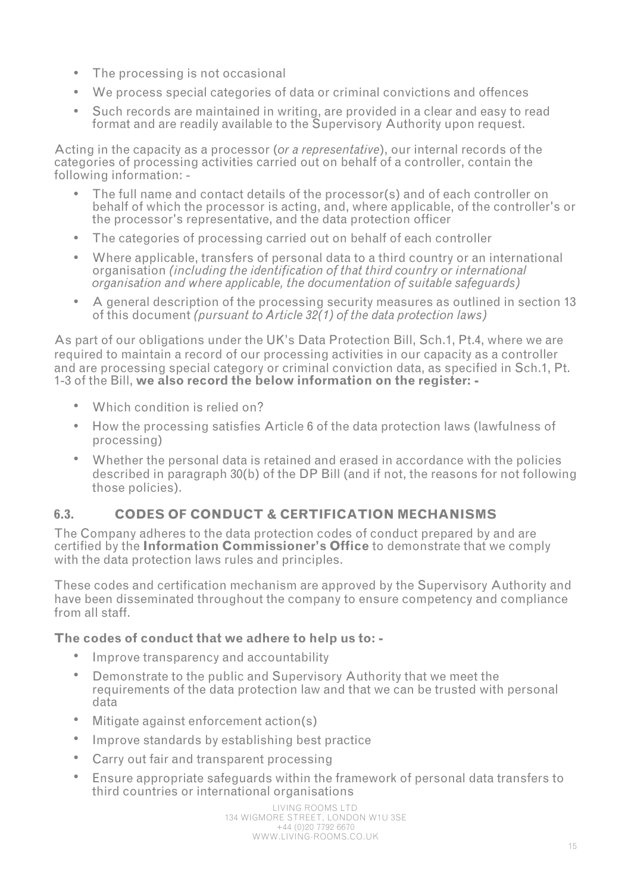- The processing is not occasional
- We process special categories of data or criminal convictions and offences
- Such records are maintained in writing, are provided in a clear and easy to read format and are readily available to the Supervisory Authority upon request.

Acting in the capacity as a processor (*or a representative*), our internal records of the categories of processing activities carried out on behalf of a controller, contain the following information: -

- The full name and contact details of the processor(s) and of each controller on behalf of which the processor is acting, and, where applicable, of the controller's or the processor's representative, and the data protection officer
- The categories of processing carried out on behalf of each controller
- Where applicable, transfers of personal data to a third country or an international organisation *(including the identification of that third country or international organisation and where applicable, the documentation of suitable safeguards)*
- A general description of the processing security measures as outlined in section 13 of this document *(pursuant to Article 32(1) of the data protection laws)*

As part of our obligations under the UK's Data Protection Bill, Sch.1, Pt.4, where we are required to maintain a record of our processing activities in our capacity as a controller and are processing special category or criminal conviction data, as specified in Sch.1, Pt. 1-3 of the Bill, **we also record the below information on the register: -**

- Which condition is relied on?
- How the processing satisfies Article 6 of the data protection laws (lawfulness of processing)
- Whether the personal data is retained and erased in accordance with the policies described in paragraph 30(b) of the DP Bill (and if not, the reasons for not following those policies).

## 6.3. CODES OF CONDUCT & CERTIFICATION MECHANISMS

The Company adheres to the data protection codes of conduct prepared by and are certified by the **Information Commissioner's Office** to demonstrate that we comply with the data protection laws rules and principles.

These codes and certification mechanism are approved by the Supervisory Authority and have been disseminated throughout the company to ensure competency and compliance from all staff.

**The codes of conduct that we adhere to help us to: -**

- Improve transparency and accountability
- Demonstrate to the public and Supervisory Authority that we meet the requirements of the data protection law and that we can be trusted with personal data
- Mitigate against enforcement action(s)
- Improve standards by establishing best practice
- Carry out fair and transparent processing
- Ensure appropriate safeguards within the framework of personal data transfers to third countries or international organisations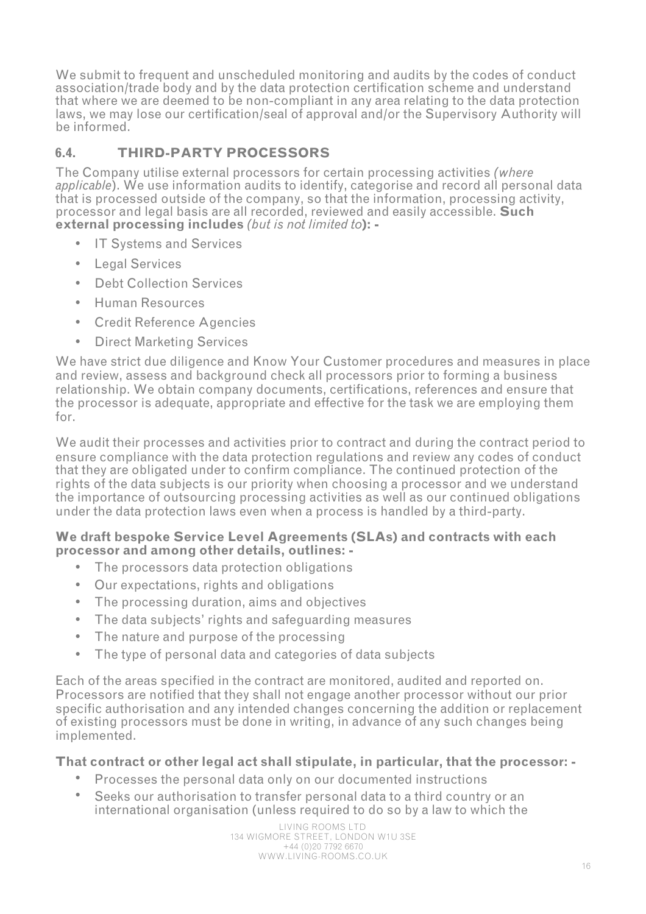We submit to frequent and unscheduled monitoring and audits by the codes of conduct association/trade body and by the data protection certification scheme and understand that where we are deemed to be non-compliant in any area relating to the data protection laws, we may lose our certification/seal of approval and/or the Supervisory Authority will be informed.

### 6.4. THIRD-PARTY PROCESSORS

The Company utilise external processors for certain processing activities *(where applicable*). We use information audits to identify, categorise and record all personal data that is processed outside of the company, so that the information, processing activity, processor and legal basis are all recorded, reviewed and easily accessible. **Such external processing includes** *(but is not limited to*)**: -**

- IT Systems and Services
- Legal Services
- Debt Collection Services
- Human Resources
- Credit Reference Agencies
- Direct Marketing Services

We have strict due diligence and Know Your Customer procedures and measures in place and review, assess and background check all processors prior to forming a business relationship. We obtain company documents, certifications, references and ensure that the processor is adequate, appropriate and effective for the task we are employing them for.

We audit their processes and activities prior to contract and during the contract period to ensure compliance with the data protection regulations and review any codes of conduct that they are obligated under to confirm compliance. The continued protection of the rights of the data subjects is our priority when choosing a processor and we understand the importance of outsourcing processing activities as well as our continued obligations under the data protection laws even when a process is handled by a third-party.

**We draft bespoke Service Level Agreements (SLAs) and contracts with each processor and among other details, outlines: -**

- The processors data protection obligations
- Our expectations, rights and obligations
- The processing duration, aims and objectives
- The data subjects' rights and safeguarding measures
- The nature and purpose of the processing
- The type of personal data and categories of data subjects

Each of the areas specified in the contract are monitored, audited and reported on. Processors are notified that they shall not engage another processor without our prior specific authorisation and any intended changes concerning the addition or replacement of existing processors must be done in writing, in advance of any such changes being implemented.

**That contract or other legal act shall stipulate, in particular, that the processor: -**

- Processes the personal data only on our documented instructions
- Seeks our authorisation to transfer personal data to a third country or an international organisation (unless required to do so by a law to which the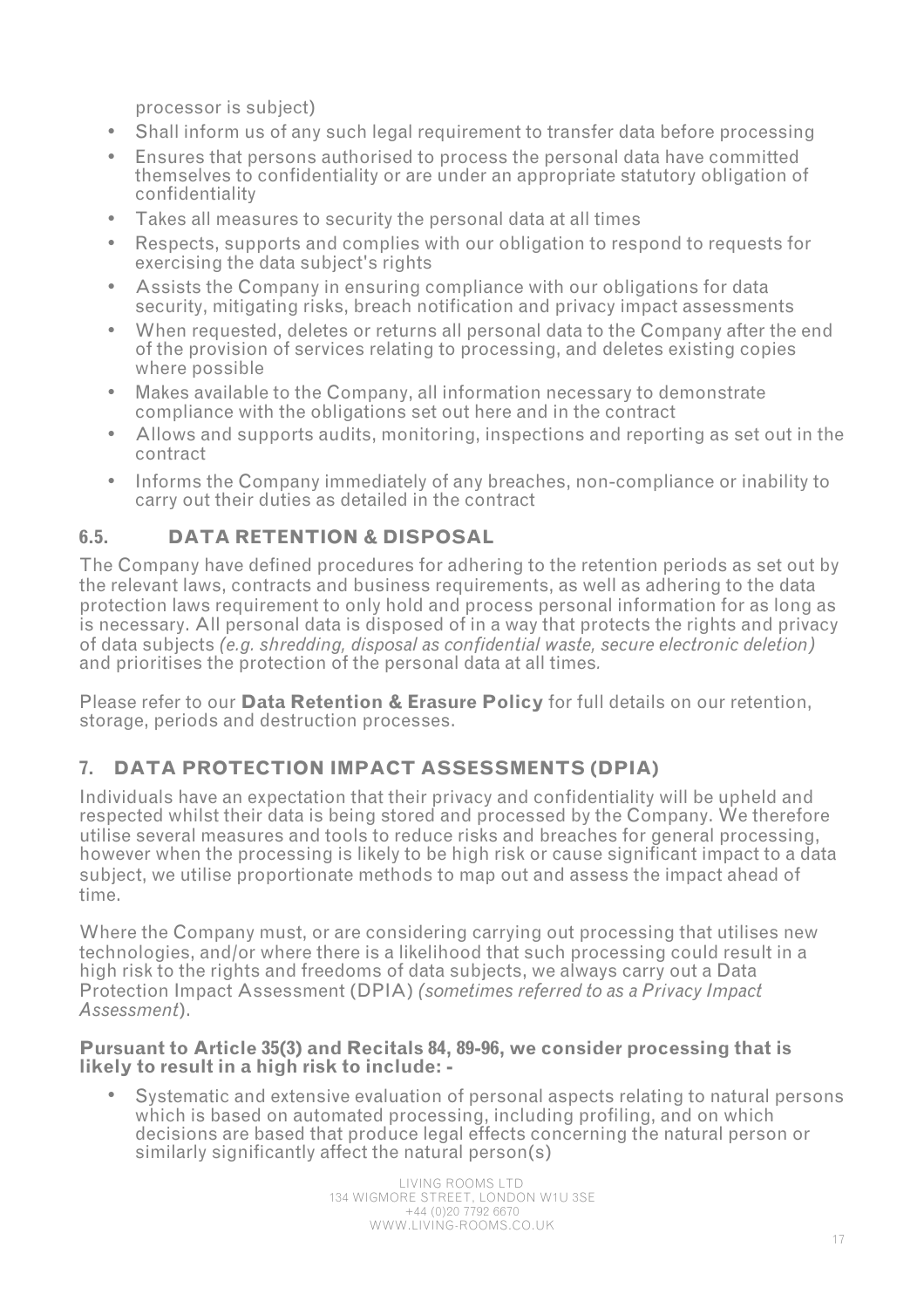processor is subject)

- Shall inform us of any such legal requirement to transfer data before processing
- Ensures that persons authorised to process the personal data have committed themselves to confidentiality or are under an appropriate statutory obligation of confidentiality
- Takes all measures to security the personal data at all times
- Respects, supports and complies with our obligation to respond to requests for exercising the data subject's rights
- Assists the Company in ensuring compliance with our obligations for data security, mitigating risks, breach notification and privacy impact assessments
- When requested, deletes or returns all personal data to the Company after the end of the provision of services relating to processing, and deletes existing copies where possible
- Makes available to the Company, all information necessary to demonstrate compliance with the obligations set out here and in the contract
- Allows and supports audits, monitoring, inspections and reporting as set out in the contract
- Informs the Company immediately of any breaches, non-compliance or inability to carry out their duties as detailed in the contract

### 6.5. DATA RETENTION & DISPOSAL

The Company have defined procedures for adhering to the retention periods as set out by the relevant laws, contracts and business requirements, as well as adhering to the data protection laws requirement to only hold and process personal information for as long as is necessary. All personal data is disposed of in a way that protects the rights and privacy of data subjects *(e.g. shredding, disposal as confidential waste, secure electronic deletion)* and prioritises the protection of the personal data at all times.

Please refer to our **Data Retention & Erasure Policy** for full details on our retention, storage, periods and destruction processes.

## 7. DATA PROTECTION IMPACT ASSESSMENTS (DPIA)

Individuals have an expectation that their privacy and confidentiality will be upheld and respected whilst their data is being stored and processed by the Company. We therefore utilise several measures and tools to reduce risks and breaches for general processing, however when the processing is likely to be high risk or cause significant impact to a data subject, we utilise proportionate methods to map out and assess the impact ahead of time.

Where the Company must, or are considering carrying out processing that utilises new technologies, and/or where there is a likelihood that such processing could result in a high risk to the rights and freedoms of data subjects, we always carry out a Data Protection Impact Assessment (DPIA) *(sometimes referred to as a Privacy Impact Assessment*).

**Pursuant to Article 35(3) and Recitals 84, 89-96, we consider processing that is likely to result in a high risk to include: -**

- Systematic and extensive evaluation of personal aspects relating to natural persons which is based on automated processing, including profiling, and on which decisions are based that produce legal effects concerning the natural person or similarly significantly affect the natural person(s)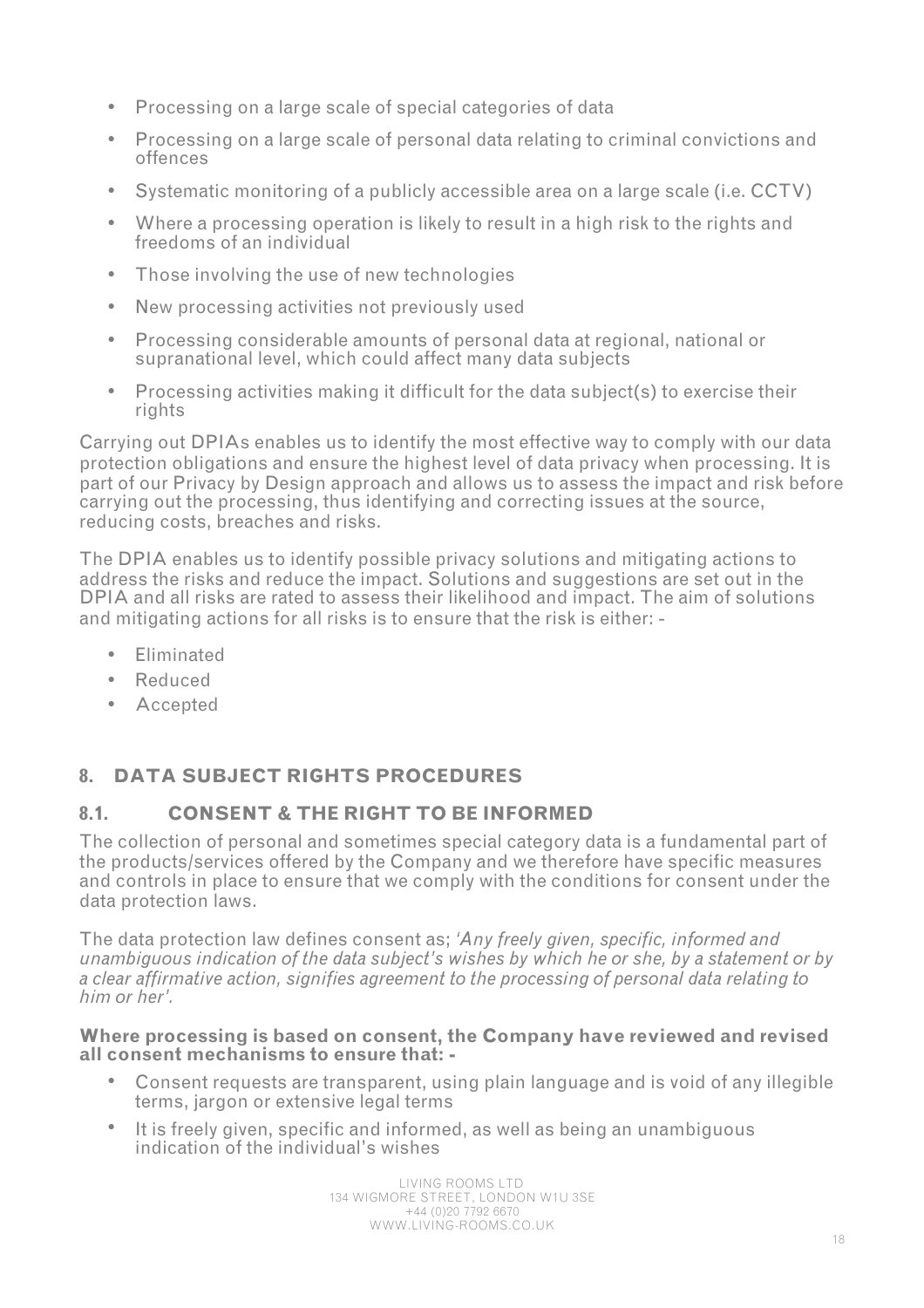- Processing on a large scale of special categories of data
- Processing on a large scale of personal data relating to criminal convictions and offences
- Systematic monitoring of a publicly accessible area on a large scale (i.e. CCTV)
- Where a processing operation is likely to result in a high risk to the rights and freedoms of an individual
- Those involving the use of new technologies
- New processing activities not previously used
- Processing considerable amounts of personal data at regional, national or supranational level, which could affect many data subjects
- Processing activities making it difficult for the data subject(s) to exercise their rights

Carrying out DPIAs enables us to identify the most effective way to comply with our data protection obligations and ensure the highest level of data privacy when processing. It is part of our Privacy by Design approach and allows us to assess the impact and risk before carrying out the processing, thus identifying and correcting issues at the source, reducing costs, breaches and risks.

The DPIA enables us to identify possible privacy solutions and mitigating actions to address the risks and reduce the impact. Solutions and suggestions are set out in the DPIA and all risks are rated to assess their likelihood and impact. The aim of solutions and mitigating actions for all risks is to ensure that the risk is either: -

- Eliminated
- Reduced
- Accepted

## 8. DATA SUBJECT RIGHTS PROCEDURES

### 8.1. CONSENT & THE RIGHT TO BE INFORMED

The collection of personal and sometimes special category data is a fundamental part of the products/services offered by the Company and we therefore have specific measures and controls in place to ensure that we comply with the conditions for consent under the data protection laws.

The data protection law defines consent as; *'Any freely given, specific, informed and unambiguous indication of the data subject's wishes by which he or she, by a statement or by a clear affirmative action, signifies agreement to the processing of personal data relating to him or her'.*

**Where processing is based on consent, the Company have reviewed and revised all consent mechanisms to ensure that: -**

- Consent requests are transparent, using plain language and is void of any illegible terms, jargon or extensive legal terms
- It is freely given, specific and informed, as well as being an unambiguous indication of the individual's wishes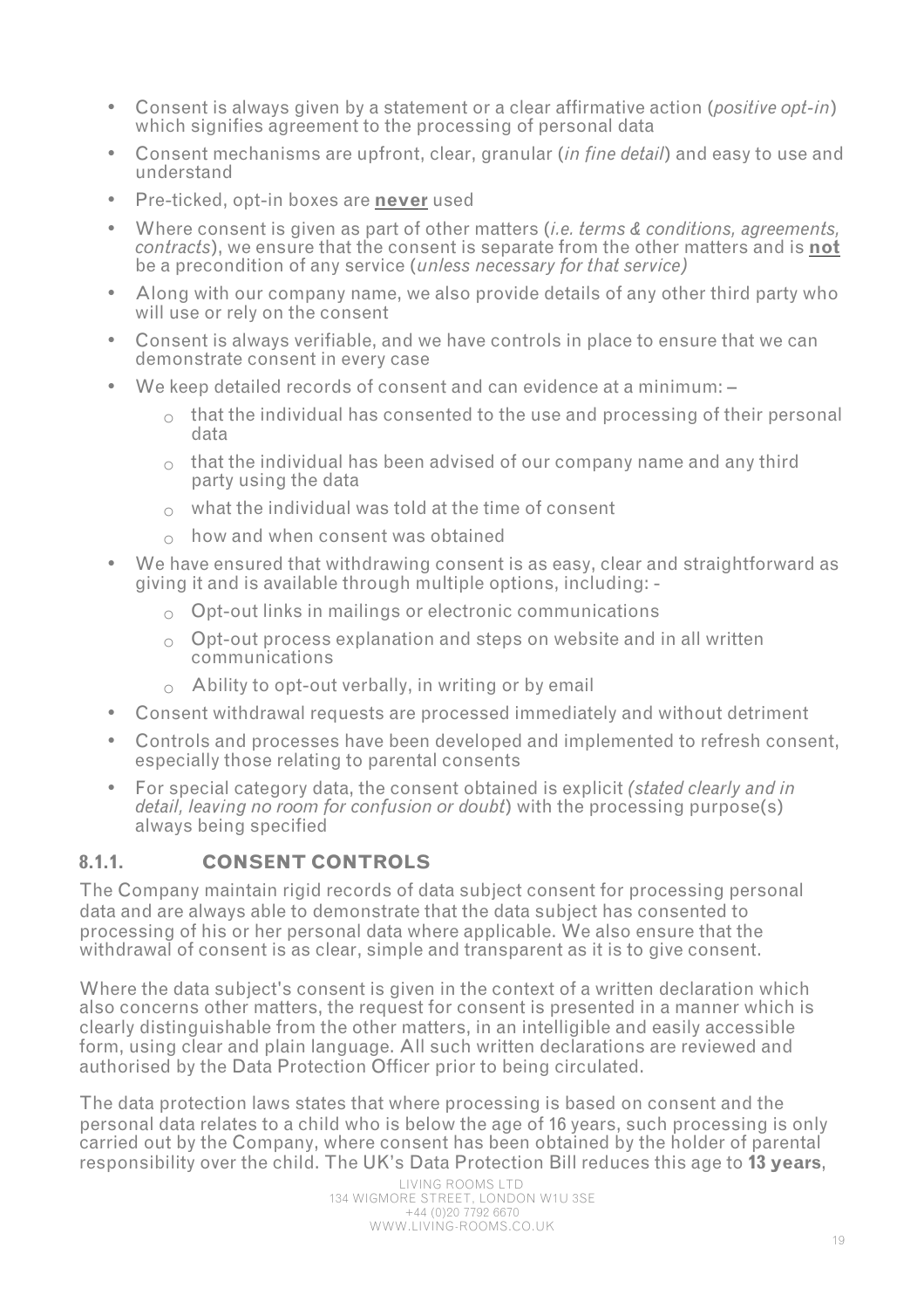- Consent is always given by a statement or a clear affirmative action (*positive opt-in*) which signifies agreement to the processing of personal data
- Consent mechanisms are upfront, clear, granular (*in fine detail*) and easy to use and understand
- Pre-ticked, opt-in boxes are **never** used
- Where consent is given as part of other matters (*i.e. terms & conditions, agreements, contracts*), we ensure that the consent is separate from the other matters and is **not** be a precondition of any service (*unless necessary for that service)*
- Along with our company name, we also provide details of any other third party who will use or rely on the consent
- Consent is always verifiable, and we have controls in place to ensure that we can demonstrate consent in every case
- We keep detailed records of consent and can evidence at a minimum: –
  - that the individual has consented to the use and processing of their personal data
  - that the individual has been advised of our company name and any third party using the data
  - what the individual was told at the time of consent
  - how and when consent was obtained
- We have ensured that withdrawing consent is as easy, clear and straightforward as giving it and is available through multiple options, including: -
  - Opt-out links in mailings or electronic communications
  - Opt-out process explanation and steps on website and in all written communications
  - Ability to opt-out verbally, in writing or by email
- Consent withdrawal requests are processed immediately and without detriment
- Controls and processes have been developed and implemented to refresh consent, especially those relating to parental consents
- For special category data, the consent obtained is explicit *(stated clearly and in detail, leaving no room for confusion or doubt*) with the processing purpose(s) always being specified

### 8.1.1. CONSENT CONTROLS

The Company maintain rigid records of data subject consent for processing personal data and are always able to demonstrate that the data subject has consented to processing of his or her personal data where applicable. We also ensure that the withdrawal of consent is as clear, simple and transparent as it is to give consent.

Where the data subject's consent is given in the context of a written declaration which also concerns other matters, the request for consent is presented in a manner which is clearly distinguishable from the other matters, in an intelligible and easily accessible form, using clear and plain language. All such written declarations are reviewed and authorised by the Data Protection Officer prior to being circulated.

The data protection laws states that where processing is based on consent and the personal data relates to a child who is below the age of 16 years, such processing is only carried out by the Company, where consent has been obtained by the holder of parental responsibility over the child. The UK's Data Protection Bill reduces this age to **13 years**,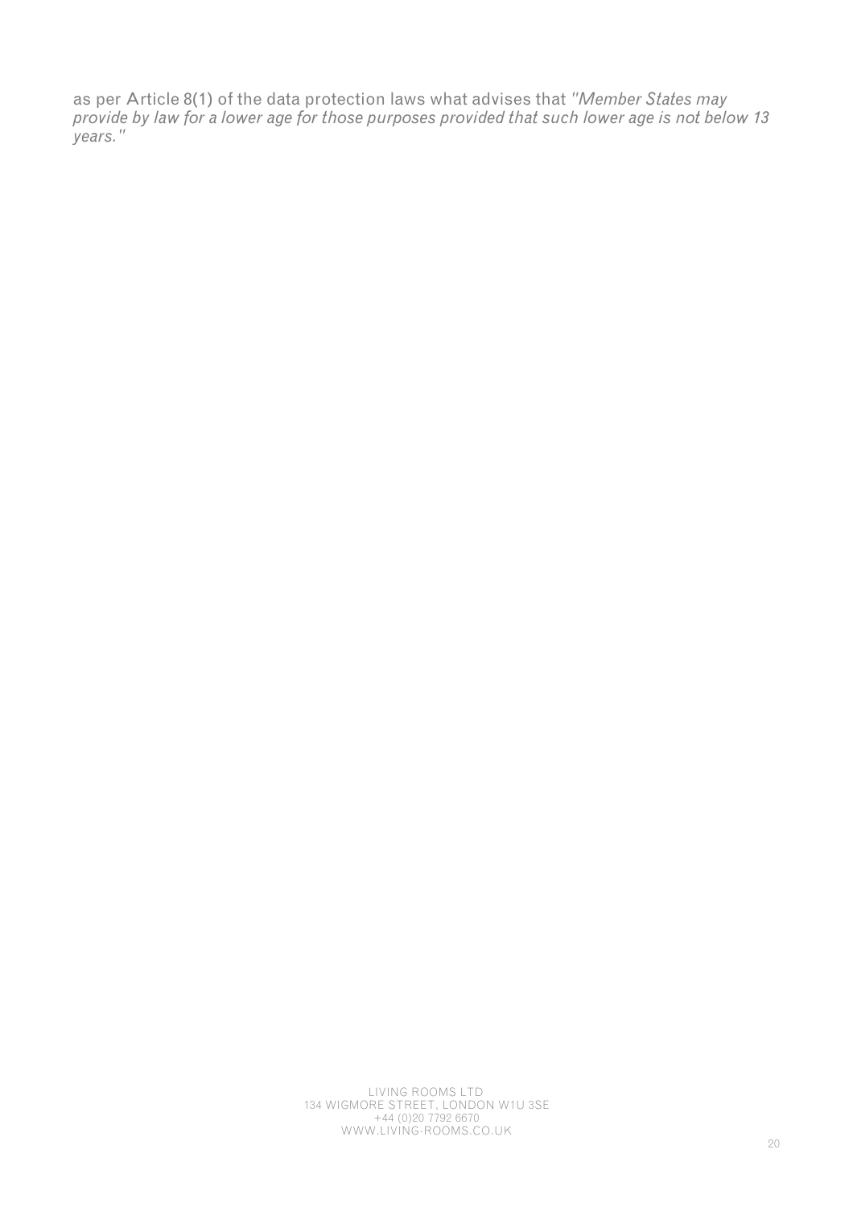as per Article 8(1) of the data protection laws what advises that *"Member States may provide by law for a lower age for those purposes provided that such lower age is not below 13 years."*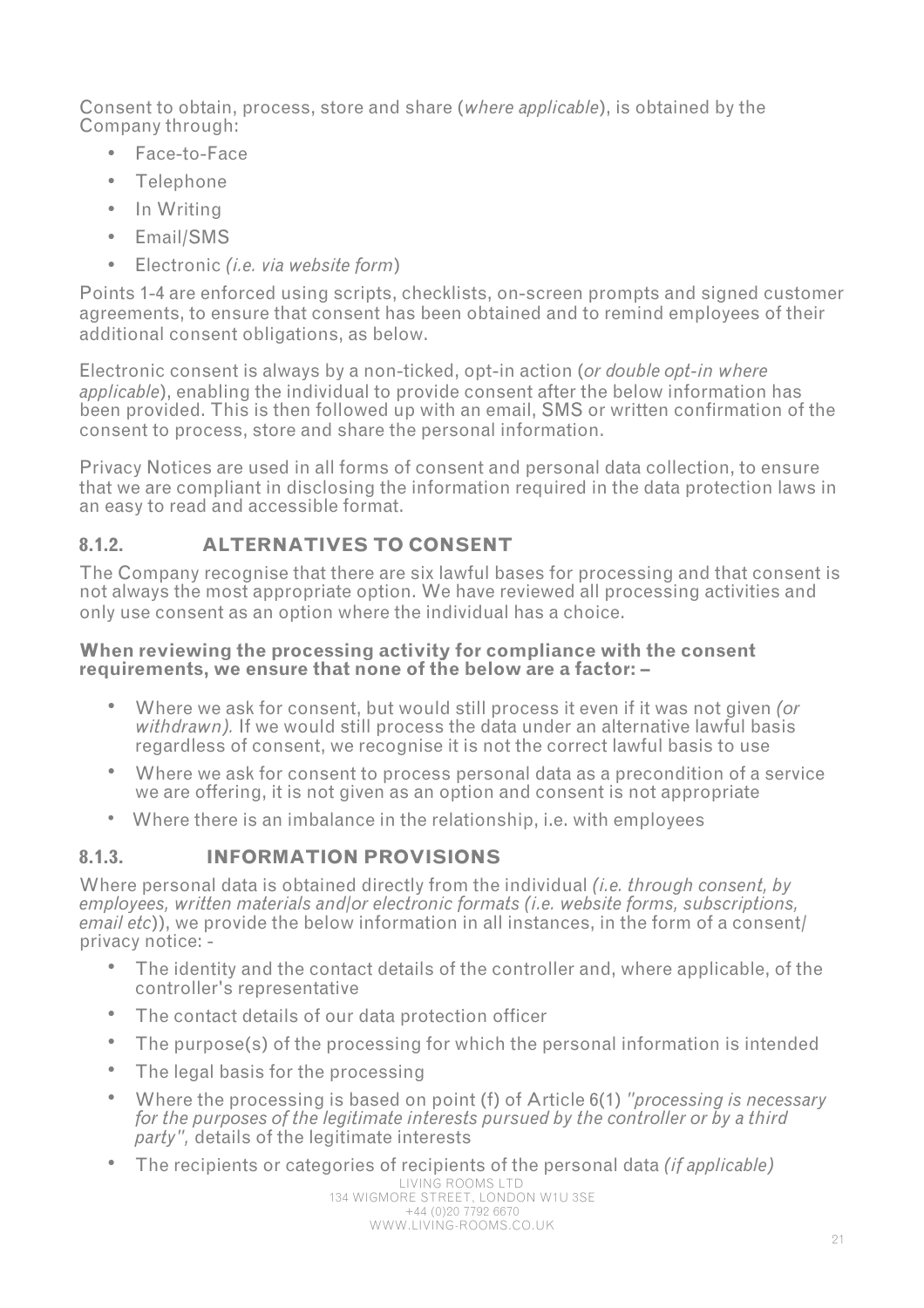Consent to obtain, process, store and share (*where applicable*), is obtained by the Company through:

- Face-to-Face
- Telephone
- In Writing
- Email/SMS
- Electronic *(i.e. via website form)*

Points 1-4 are enforced using scripts, checklists, on-screen prompts and signed customer agreements, to ensure that consent has been obtained and to remind employees of their additional consent obligations, as below.

Electronic consent is always by a non-ticked, opt-in action (*or double opt-in where applicable*), enabling the individual to provide consent after the below information has been provided. This is then followed up with an email, SMS or written confirmation of the consent to process, store and share the personal information.

Privacy Notices are used in all forms of consent and personal data collection, to ensure that we are compliant in disclosing the information required in the data protection laws in an easy to read and accessible format.

### 8.1.2. ALTERNATIVES TO CONSENT

The Company recognise that there are six lawful bases for processing and that consent is not always the most appropriate option. We have reviewed all processing activities and only use consent as an option where the individual has a choice.

**When reviewing the processing activity for compliance with the consent requirements, we ensure that none of the below are a factor: –**

- Where we ask for consent, but would still process it even if it was not given *(or withdrawn).* If we would still process the data under an alternative lawful basis regardless of consent, we recognise it is not the correct lawful basis to use
- Where we ask for consent to process personal data as a precondition of a service we are offering, it is not given as an option and consent is not appropriate
- Where there is an imbalance in the relationship, i.e. with employees

### 8.1.3. INFORMATION PROVISIONS

Where personal data is obtained directly from the individual *(i.e. through consent, by employees, written materials and/or electronic formats (i.e. website forms, subscriptions, email etc*)), we provide the below information in all instances, in the form of a consent/ privacy notice: -

- The identity and the contact details of the controller and, where applicable, of the controller's representative
- The contact details of our data protection officer
- The purpose(s) of the processing for which the personal information is intended
- The legal basis for the processing
- Where the processing is based on point (f) of Article 6(1) *"processing is necessary for the purposes of the legitimate interests pursued by the controller or by a third party",* details of the legitimate interests
- The recipients or categories of recipients of the personal data *(if applicable)*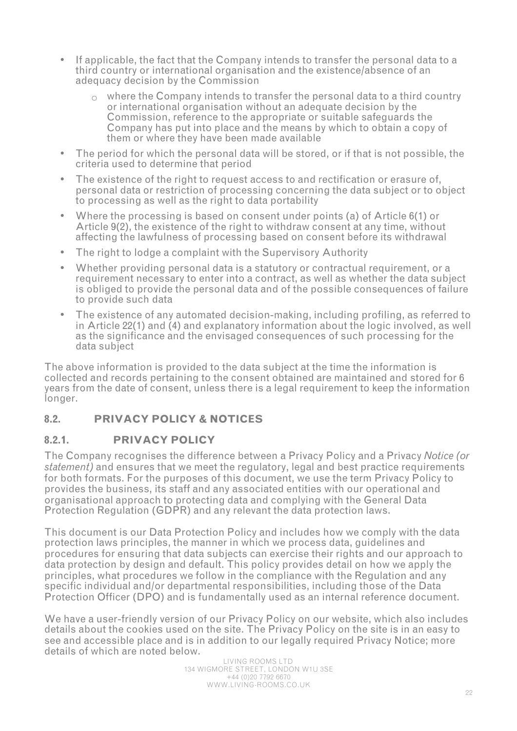- If applicable, the fact that the Company intends to transfer the personal data to a third country or international organisation and the existence/absence of an adequacy decision by the Commission
  - where the Company intends to transfer the personal data to a third country or international organisation without an adequate decision by the Commission, reference to the appropriate or suitable safeguards the Company has put into place and the means by which to obtain a copy of them or where they have been made available
- The period for which the personal data will be stored, or if that is not possible, the criteria used to determine that period
- The existence of the right to request access to and rectification or erasure of, personal data or restriction of processing concerning the data subject or to object to processing as well as the right to data portability
- Where the processing is based on consent under points (a) of Article 6(1) or Article 9(2), the existence of the right to withdraw consent at any time, without affecting the lawfulness of processing based on consent before its withdrawal
- The right to lodge a complaint with the Supervisory Authority
- Whether providing personal data is a statutory or contractual requirement, or a requirement necessary to enter into a contract, as well as whether the data subject is obliged to provide the personal data and of the possible consequences of failure to provide such data
- The existence of any automated decision-making, including profiling, as referred to in Article 22(1) and (4) and explanatory information about the logic involved, as well as the significance and the envisaged consequences of such processing for the data subject

The above information is provided to the data subject at the time the information is collected and records pertaining to the consent obtained are maintained and stored for 6 years from the date of consent, unless there is a legal requirement to keep the information longer.

## 8.2. PRIVACY POLICY & NOTICES

### 8.2.1. PRIVACY POLICY

The Company recognises the difference between a Privacy Policy and a Privacy *Notice (or statement)* and ensures that we meet the regulatory, legal and best practice requirements for both formats. For the purposes of this document, we use the term Privacy Policy to provides the business, its staff and any associated entities with our operational and organisational approach to protecting data and complying with the General Data Protection Regulation (GDPR) and any relevant the data protection laws.

This document is our Data Protection Policy and includes how we comply with the data protection laws principles, the manner in which we process data, guidelines and procedures for ensuring that data subjects can exercise their rights and our approach to data protection by design and default. This policy provides detail on how we apply the principles, what procedures we follow in the compliance with the Regulation and any specific individual and/or departmental responsibilities, including those of the Data Protection Officer (DPO) and is fundamentally used as an internal reference document.

We have a user-friendly version of our Privacy Policy on our website, which also includes details about the cookies used on the site. The Privacy Policy on the site is in an easy to see and accessible place and is in addition to our legally required Privacy Notice; more details of which are noted below.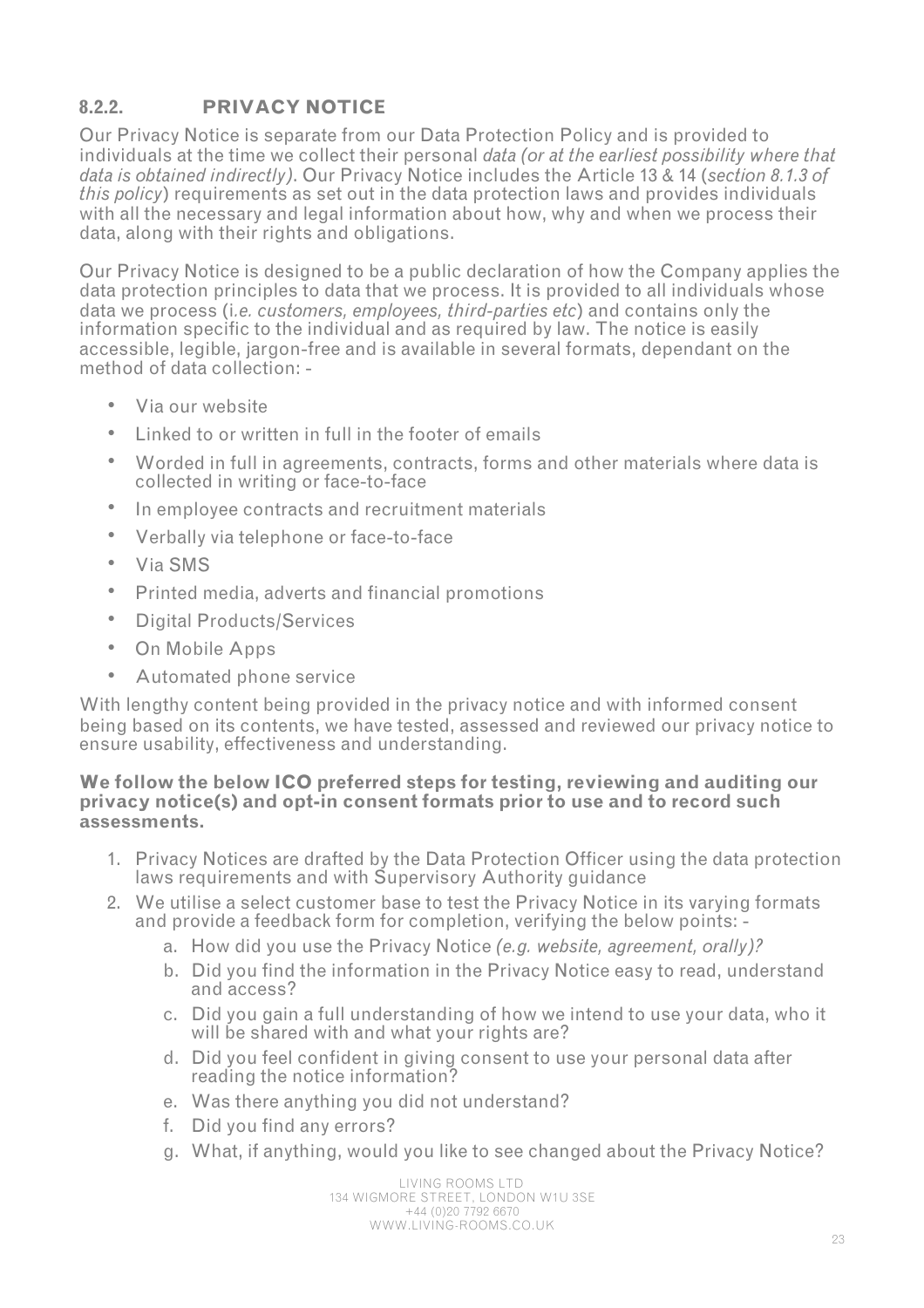### 8.2.2. PRIVACY NOTICE

Our Privacy Notice is separate from our Data Protection Policy and is provided to individuals at the time we collect their personal *data (or at the earliest possibility where that data is obtained indirectly)*. Our Privacy Notice includes the Article 13 & 14 (*section 8.1.3 of this policy*) requirements as set out in the data protection laws and provides individuals with all the necessary and legal information about how, why and when we process their data, along with their rights and obligations.

Our Privacy Notice is designed to be a public declaration of how the Company applies the data protection principles to data that we process. It is provided to all individuals whose data we process (i*.e. customers, employees, third-parties etc*) and contains only the information specific to the individual and as required by law. The notice is easily accessible, legible, jargon-free and is available in several formats, dependant on the method of data collection: -

- Via our website
- Linked to or written in full in the footer of emails
- Worded in full in agreements, contracts, forms and other materials where data is collected in writing or face-to-face
- In employee contracts and recruitment materials
- Verbally via telephone or face-to-face
- Via SMS
- Printed media, adverts and financial promotions
- Digital Products/Services
- On Mobile Apps
- Automated phone service

With lengthy content being provided in the privacy notice and with informed consent being based on its contents, we have tested, assessed and reviewed our privacy notice to ensure usability, effectiveness and understanding.

**We follow the below ICO preferred steps for testing, reviewing and auditing our privacy notice(s) and opt-in consent formats prior to use and to record such assessments.**

1. Privacy Notices are drafted by the Data Protection Officer using the data protection laws requirements and with Supervisory Authority guidance
2. We utilise a select customer base to test the Privacy Notice in its varying formats and provide a feedback form for completion, verifying the below points: -
    a. How did you use the Privacy Notice *(e.g. website, agreement, orally)?*
    b. Did you find the information in the Privacy Notice easy to read, understand and access?
    c. Did you gain a full understanding of how we intend to use your data, who it will be shared with and what your rights are?
    d. Did you feel confident in giving consent to use your personal data after reading the notice information?
    e. Was there anything you did not understand?
    f. Did you find any errors?
    g. What, if anything, would you like to see changed about the Privacy Notice?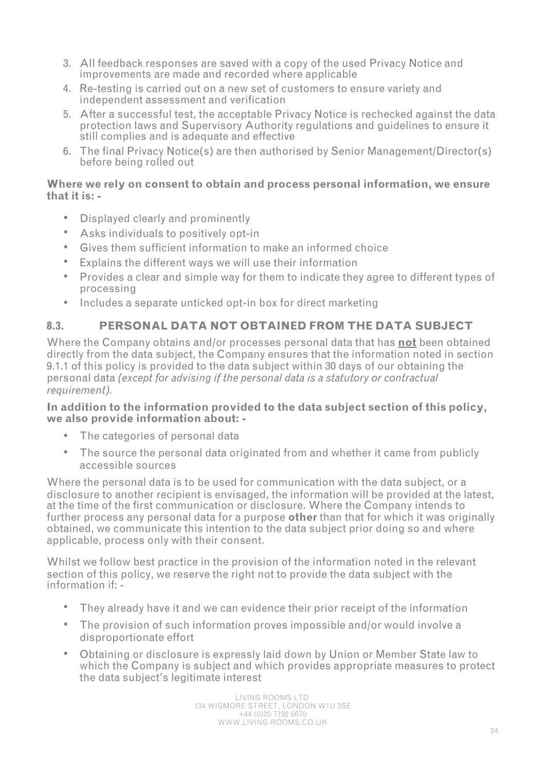3. All feedback responses are saved with a copy of the used Privacy Notice and improvements are made and recorded where applicable
4. Re-testing is carried out on a new set of customers to ensure variety and independent assessment and verification
5. After a successful test, the acceptable Privacy Notice is rechecked against the data protection laws and Supervisory Authority regulations and guidelines to ensure it still complies and is adequate and effective
6. The final Privacy Notice(s) are then authorised by Senior Management/Director(s) before being rolled out

**Where we rely on consent to obtain and process personal information, we ensure that it is: -**

- Displayed clearly and prominently
- Asks individuals to positively opt-in
- Gives them sufficient information to make an informed choice
- Explains the different ways we will use their information
- Provides a clear and simple way for them to indicate they agree to different types of processing
- Includes a separate unticked opt-in box for direct marketing

## 8.3. PERSONAL DATA NOT OBTAINED FROM THE DATA SUBJECT

Where the Company obtains and/or processes personal data that has **not** been obtained directly from the data subject, the Company ensures that the information noted in section 9.1.1 of this policy is provided to the data subject within 30 days of our obtaining the personal data *(except for advising if the personal data is a statutory or contractual requirement).*

**In addition to the information provided to the data subject section of this policy, we also provide information about: -**

- The categories of personal data
- The source the personal data originated from and whether it came from publicly accessible sources

Where the personal data is to be used for communication with the data subject, or a disclosure to another recipient is envisaged, the information will be provided at the latest, at the time of the first communication or disclosure. Where the Company intends to further process any personal data for a purpose **other** than that for which it was originally obtained, we communicate this intention to the data subject prior doing so and where applicable, process only with their consent.

Whilst we follow best practice in the provision of the information noted in the relevant section of this policy, we reserve the right not to provide the data subject with the information if: -

- They already have it and we can evidence their prior receipt of the information
- The provision of such information proves impossible and/or would involve a disproportionate effort
- Obtaining or disclosure is expressly laid down by Union or Member State law to which the Company is subject and which provides appropriate measures to protect the data subject's legitimate interest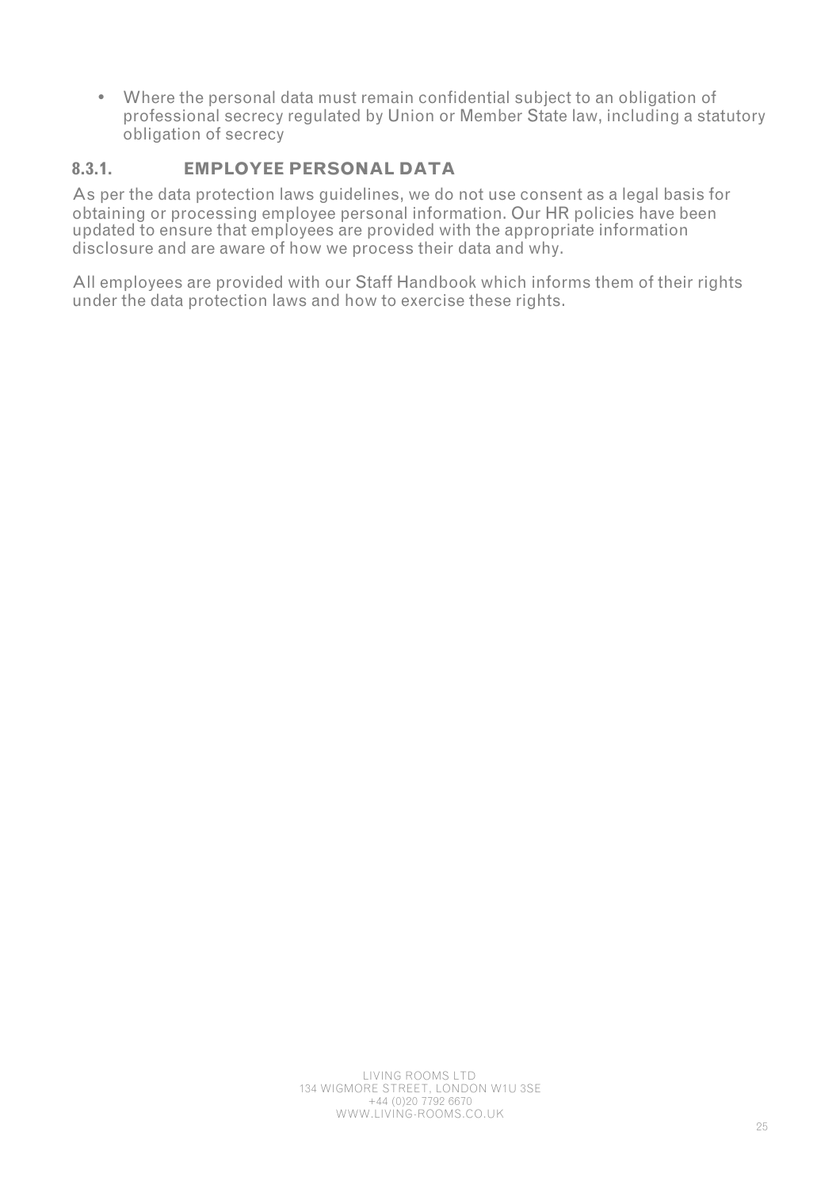- Where the personal data must remain confidential subject to an obligation of professional secrecy regulated by Union or Member State law, including a statutory obligation of secrecy

#### 8.3.1. EMPLOYEE PERSONAL DATA

As per the data protection laws guidelines, we do not use consent as a legal basis for obtaining or processing employee personal information. Our HR policies have been updated to ensure that employees are provided with the appropriate information disclosure and are aware of how we process their data and why.

All employees are provided with our Staff Handbook which informs them of their rights under the data protection laws and how to exercise these rights.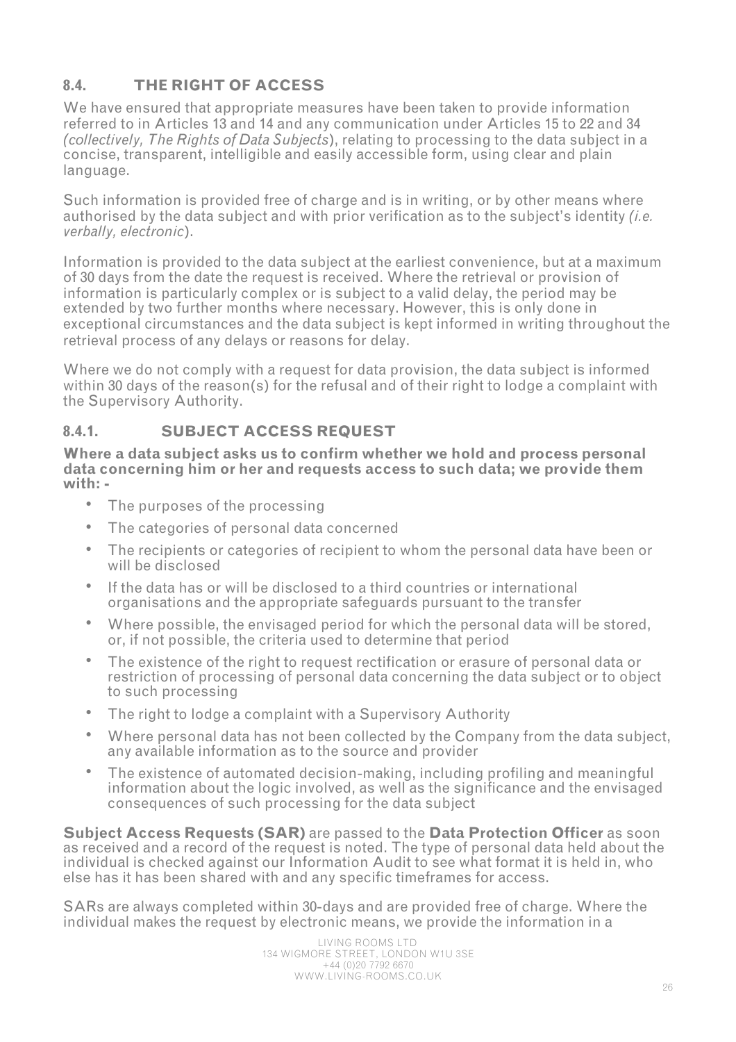## 8.4. THE RIGHT OF ACCESS

We have ensured that appropriate measures have been taken to provide information referred to in Articles 13 and 14 and any communication under Articles 15 to 22 and 34 *(collectively, The Rights of Data Subjects*), relating to processing to the data subject in a concise, transparent, intelligible and easily accessible form, using clear and plain language.

Such information is provided free of charge and is in writing, or by other means where authorised by the data subject and with prior verification as to the subject's identity *(i.e. verbally, electronic*).

Information is provided to the data subject at the earliest convenience, but at a maximum of 30 days from the date the request is received. Where the retrieval or provision of information is particularly complex or is subject to a valid delay, the period may be extended by two further months where necessary. However, this is only done in exceptional circumstances and the data subject is kept informed in writing throughout the retrieval process of any delays or reasons for delay.

Where we do not comply with a request for data provision, the data subject is informed within 30 days of the reason(s) for the refusal and of their right to lodge a complaint with the Supervisory Authority.

### 8.4.1. SUBJECT ACCESS REQUEST

**Where a data subject asks us to confirm whether we hold and process personal data concerning him or her and requests access to such data; we provide them with: -**

- The purposes of the processing
- The categories of personal data concerned
- The recipients or categories of recipient to whom the personal data have been or will be disclosed
- If the data has or will be disclosed to a third countries or international organisations and the appropriate safeguards pursuant to the transfer
- Where possible, the envisaged period for which the personal data will be stored, or, if not possible, the criteria used to determine that period
- The existence of the right to request rectification or erasure of personal data or restriction of processing of personal data concerning the data subject or to object to such processing
- The right to lodge a complaint with a Supervisory Authority
- Where personal data has not been collected by the Company from the data subject, any available information as to the source and provider
- The existence of automated decision-making, including profiling and meaningful information about the logic involved, as well as the significance and the envisaged consequences of such processing for the data subject

**Subject Access Requests (SAR)** are passed to the **Data Protection Officer** as soon as received and a record of the request is noted. The type of personal data held about the individual is checked against our Information Audit to see what format it is held in, who else has it has been shared with and any specific timeframes for access.

SARs are always completed within 30-days and are provided free of charge. Where the individual makes the request by electronic means, we provide the information in a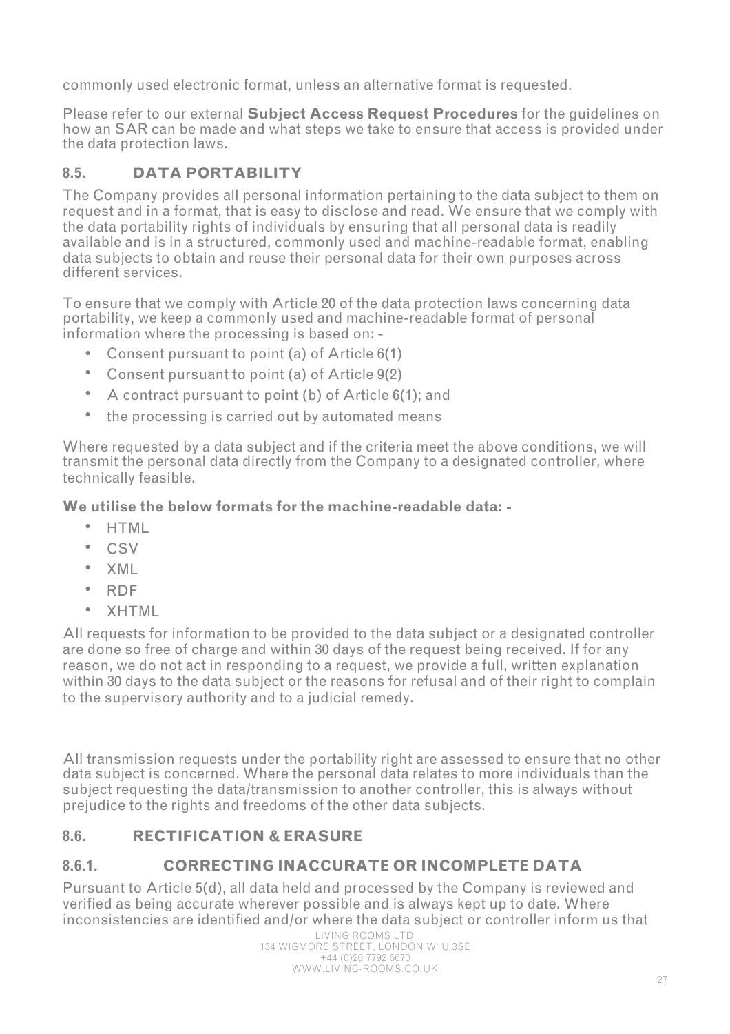commonly used electronic format, unless an alternative format is requested.

Please refer to our external **Subject Access Request Procedures** for the guidelines on how an SAR can be made and what steps we take to ensure that access is provided under the data protection laws.

### 8.5. DATA PORTABILITY

The Company provides all personal information pertaining to the data subject to them on request and in a format, that is easy to disclose and read. We ensure that we comply with the data portability rights of individuals by ensuring that all personal data is readily available and is in a structured, commonly used and machine-readable format, enabling data subjects to obtain and reuse their personal data for their own purposes across different services.

To ensure that we comply with Article 20 of the data protection laws concerning data portability, we keep a commonly used and machine-readable format of personal information where the processing is based on: -

- Consent pursuant to point (a) of Article 6(1)
- Consent pursuant to point (a) of Article 9(2)
- A contract pursuant to point (b) of Article 6(1); and
- the processing is carried out by automated means

Where requested by a data subject and if the criteria meet the above conditions, we will transmit the personal data directly from the Company to a designated controller, where technically feasible.

**We utilise the below formats for the machine-readable data: -**

- HTML
- CSV
- XML
- RDF
- XHTML

All requests for information to be provided to the data subject or a designated controller are done so free of charge and within 30 days of the request being received. If for any reason, we do not act in responding to a request, we provide a full, written explanation within 30 days to the data subject or the reasons for refusal and of their right to complain to the supervisory authority and to a judicial remedy.

All transmission requests under the portability right are assessed to ensure that no other data subject is concerned. Where the personal data relates to more individuals than the subject requesting the data/transmission to another controller, this is always without prejudice to the rights and freedoms of the other data subjects.

### 8.6. RECTIFICATION & ERASURE

#### 8.6.1. CORRECTING INACCURATE OR INCOMPLETE DATA

Pursuant to Article 5(d), all data held and processed by the Company is reviewed and verified as being accurate wherever possible and is always kept up to date. Where inconsistencies are identified and/or where the data subject or controller inform us that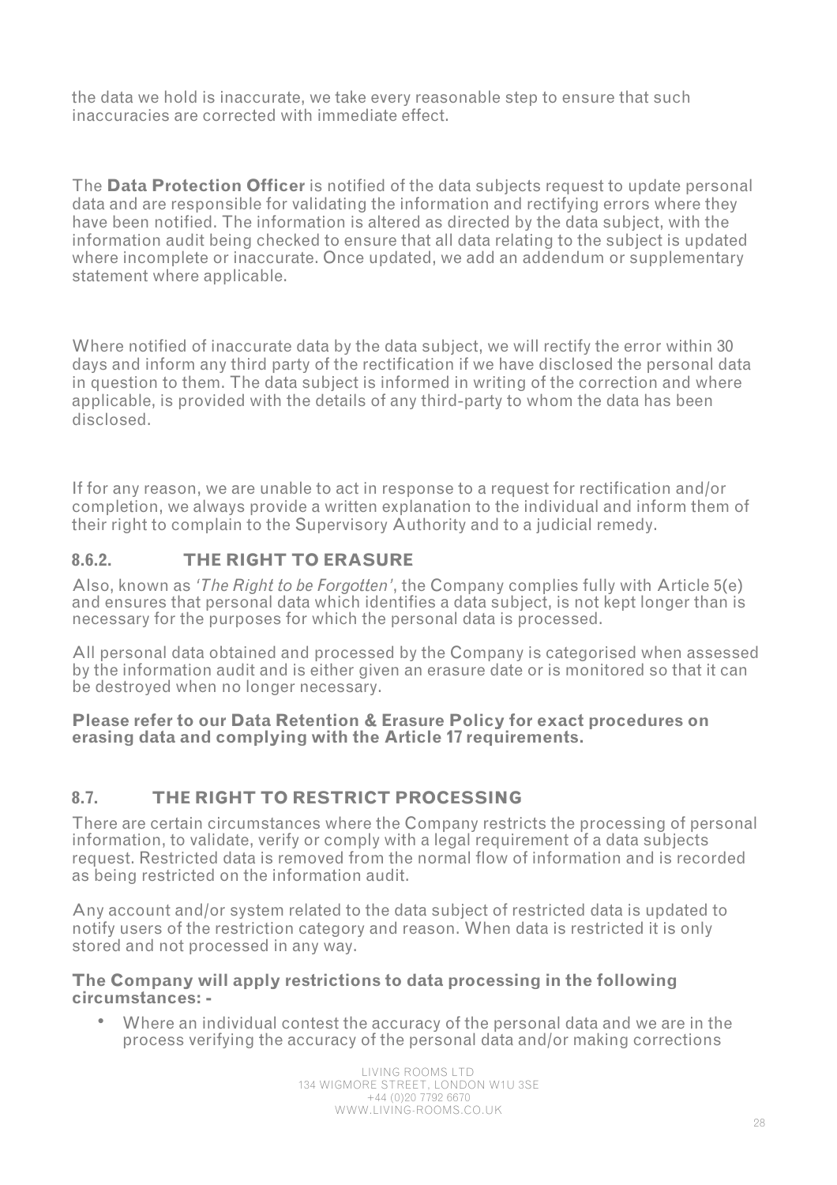the data we hold is inaccurate, we take every reasonable step to ensure that such inaccuracies are corrected with immediate effect.

The **Data Protection Officer** is notified of the data subjects request to update personal data and are responsible for validating the information and rectifying errors where they have been notified. The information is altered as directed by the data subject, with the information audit being checked to ensure that all data relating to the subject is updated where incomplete or inaccurate. Once updated, we add an addendum or supplementary statement where applicable.

Where notified of inaccurate data by the data subject, we will rectify the error within 30 days and inform any third party of the rectification if we have disclosed the personal data in question to them. The data subject is informed in writing of the correction and where applicable, is provided with the details of any third-party to whom the data has been disclosed.

If for any reason, we are unable to act in response to a request for rectification and/or completion, we always provide a written explanation to the individual and inform them of their right to complain to the Supervisory Authority and to a judicial remedy.

### 8.6.2. THE RIGHT TO ERASURE

Also, known as *'The Right to be Forgotten'*, the Company complies fully with Article 5(e) and ensures that personal data which identifies a data subject, is not kept longer than is necessary for the purposes for which the personal data is processed.

All personal data obtained and processed by the Company is categorised when assessed by the information audit and is either given an erasure date or is monitored so that it can be destroyed when no longer necessary.

**Please refer to our Data Retention & Erasure Policy for exact procedures on erasing data and complying with the Article 17 requirements.**

## 8.7. THE RIGHT TO RESTRICT PROCESSING

There are certain circumstances where the Company restricts the processing of personal information, to validate, verify or comply with a legal requirement of a data subjects request. Restricted data is removed from the normal flow of information and is recorded as being restricted on the information audit.

Any account and/or system related to the data subject of restricted data is updated to notify users of the restriction category and reason. When data is restricted it is only stored and not processed in any way.

**The Company will apply restrictions to data processing in the following circumstances: -**

- Where an individual contest the accuracy of the personal data and we are in the process verifying the accuracy of the personal data and/or making corrections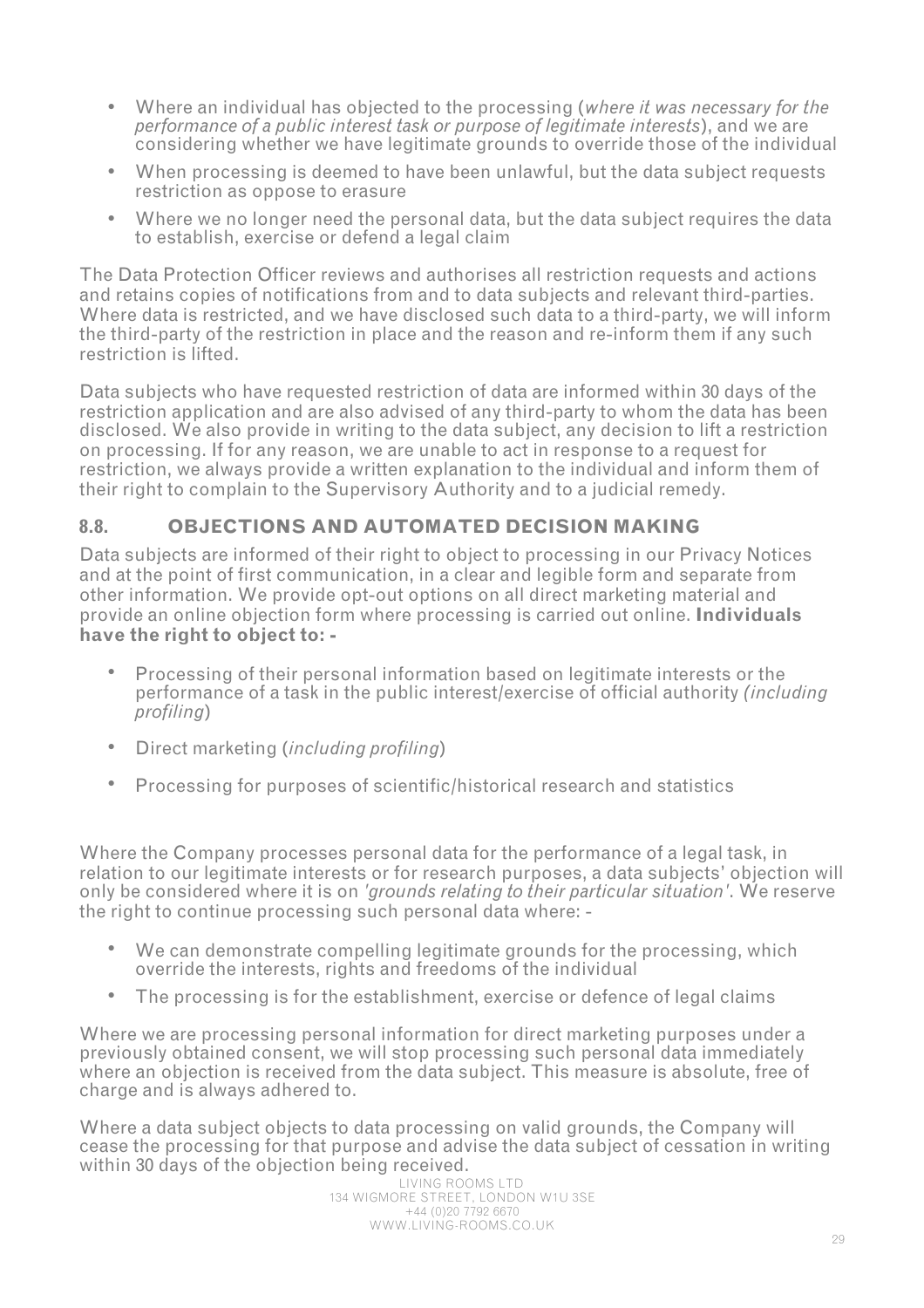- Where an individual has objected to the processing (*where it was necessary for the performance of a public interest task or purpose of legitimate interests*), and we are considering whether we have legitimate grounds to override those of the individual
- When processing is deemed to have been unlawful, but the data subject requests restriction as oppose to erasure
- Where we no longer need the personal data, but the data subject requires the data to establish, exercise or defend a legal claim

The Data Protection Officer reviews and authorises all restriction requests and actions and retains copies of notifications from and to data subjects and relevant third-parties. Where data is restricted, and we have disclosed such data to a third-party, we will inform the third-party of the restriction in place and the reason and re-inform them if any such restriction is lifted.

Data subjects who have requested restriction of data are informed within 30 days of the restriction application and are also advised of any third-party to whom the data has been disclosed. We also provide in writing to the data subject, any decision to lift a restriction on processing. If for any reason, we are unable to act in response to a request for restriction, we always provide a written explanation to the individual and inform them of their right to complain to the Supervisory Authority and to a judicial remedy.

## 8.8. OBJECTIONS AND AUTOMATED DECISION MAKING

Data subjects are informed of their right to object to processing in our Privacy Notices and at the point of first communication, in a clear and legible form and separate from other information. We provide opt-out options on all direct marketing material and provide an online objection form where processing is carried out online. **Individuals have the right to object to: -**

- Processing of their personal information based on legitimate interests or the performance of a task in the public interest/exercise of official authority (*including profiling*)
- Direct marketing (*including profiling*)
- Processing for purposes of scientific/historical research and statistics

Where the Company processes personal data for the performance of a legal task, in relation to our legitimate interests or for research purposes, a data subjects' objection will only be considered where it is on *'grounds relating to their particular situation'*. We reserve the right to continue processing such personal data where: -

- We can demonstrate compelling legitimate grounds for the processing, which override the interests, rights and freedoms of the individual
- The processing is for the establishment, exercise or defence of legal claims

Where we are processing personal information for direct marketing purposes under a previously obtained consent, we will stop processing such personal data immediately where an objection is received from the data subject. This measure is absolute, free of charge and is always adhered to.

Where a data subject objects to data processing on valid grounds, the Company will cease the processing for that purpose and advise the data subject of cessation in writing within 30 days of the objection being received.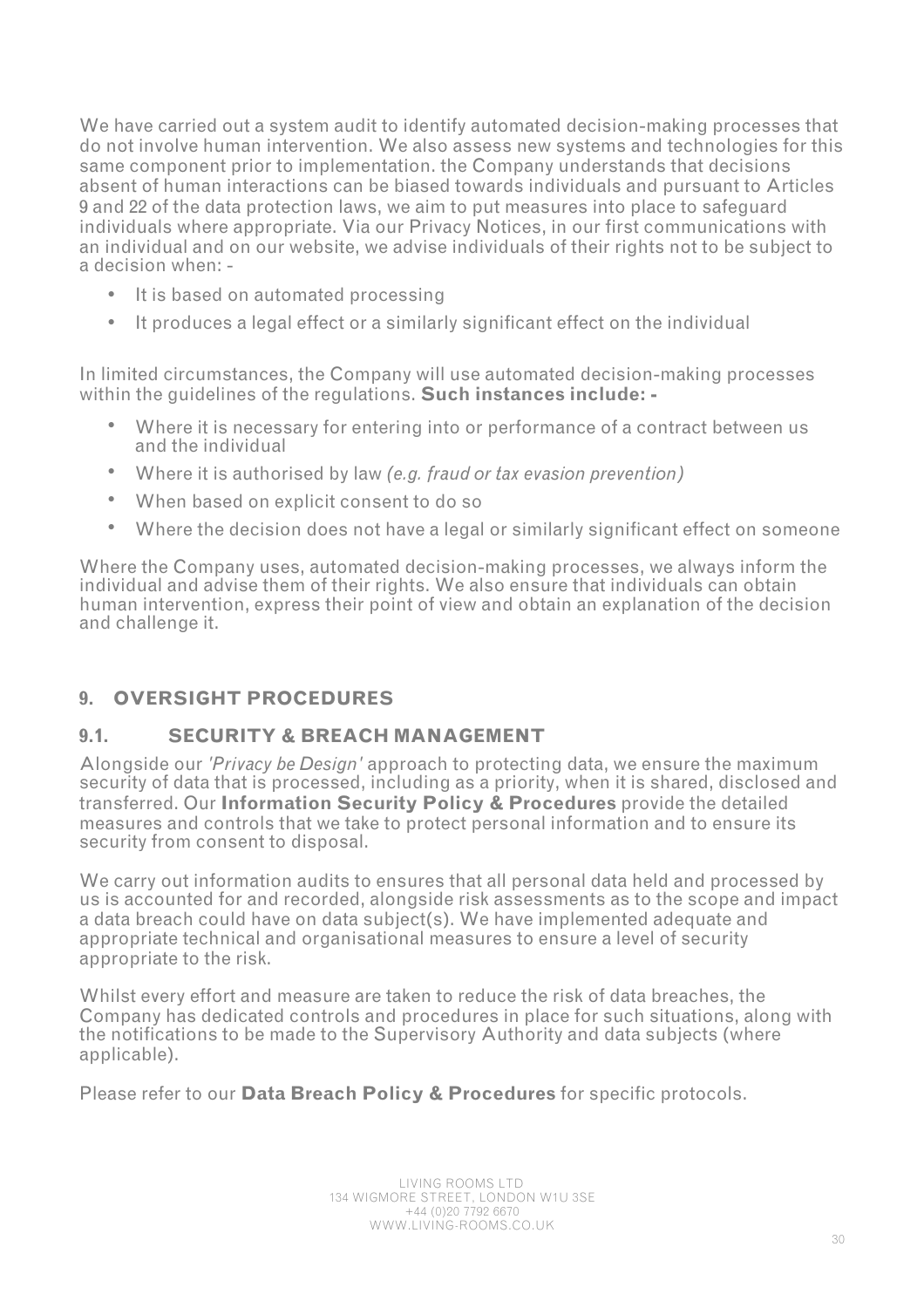We have carried out a system audit to identify automated decision-making processes that do not involve human intervention. We also assess new systems and technologies for this same component prior to implementation. the Company understands that decisions absent of human interactions can be biased towards individuals and pursuant to Articles 9 and 22 of the data protection laws, we aim to put measures into place to safeguard individuals where appropriate. Via our Privacy Notices, in our first communications with an individual and on our website, we advise individuals of their rights not to be subject to a decision when: -

- It is based on automated processing
- It produces a legal effect or a similarly significant effect on the individual

In limited circumstances, the Company will use automated decision-making processes within the guidelines of the regulations. **Such instances include: -**

- Where it is necessary for entering into or performance of a contract between us and the individual
- Where it is authorised by law *(e.g. fraud or tax evasion prevention)*
- When based on explicit consent to do so
- Where the decision does not have a legal or similarly significant effect on someone

Where the Company uses, automated decision-making processes, we always inform the individual and advise them of their rights. We also ensure that individuals can obtain human intervention, express their point of view and obtain an explanation of the decision and challenge it.

## 9. OVERSIGHT PROCEDURES

### 9.1. SECURITY & BREACH MANAGEMENT

Alongside our *'Privacy be Design'* approach to protecting data, we ensure the maximum security of data that is processed, including as a priority, when it is shared, disclosed and transferred. Our **Information Security Policy & Procedures** provide the detailed measures and controls that we take to protect personal information and to ensure its security from consent to disposal.

We carry out information audits to ensures that all personal data held and processed by us is accounted for and recorded, alongside risk assessments as to the scope and impact a data breach could have on data subject(s). We have implemented adequate and appropriate technical and organisational measures to ensure a level of security appropriate to the risk.

Whilst every effort and measure are taken to reduce the risk of data breaches, the Company has dedicated controls and procedures in place for such situations, along with the notifications to be made to the Supervisory Authority and data subjects (where applicable).

Please refer to our **Data Breach Policy & Procedures** for specific protocols.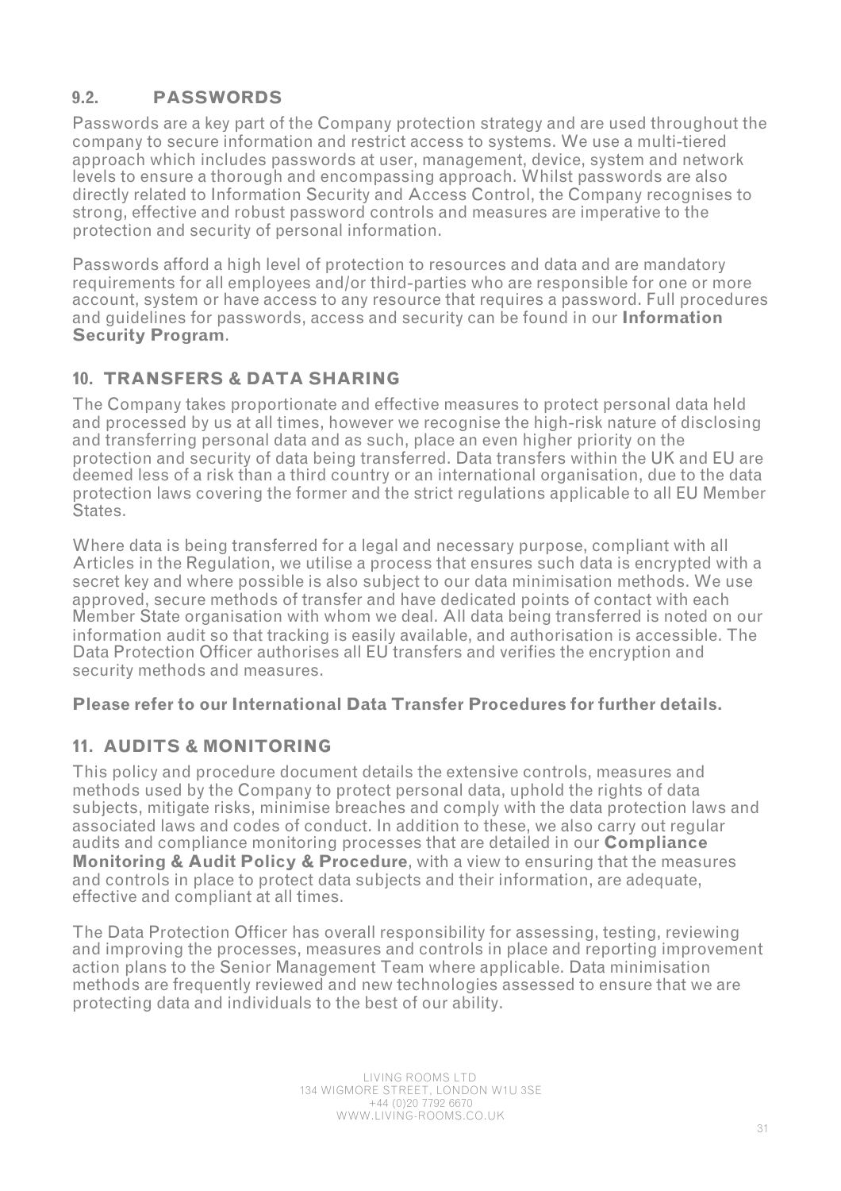### 9.2. PASSWORDS

Passwords are a key part of the Company protection strategy and are used throughout the company to secure information and restrict access to systems. We use a multi-tiered approach which includes passwords at user, management, device, system and network levels to ensure a thorough and encompassing approach. Whilst passwords are also directly related to Information Security and Access Control, the Company recognises to strong, effective and robust password controls and measures are imperative to the protection and security of personal information.

Passwords afford a high level of protection to resources and data and are mandatory requirements for all employees and/or third-parties who are responsible for one or more account, system or have access to any resource that requires a password. Full procedures and guidelines for passwords, access and security can be found in our **Information Security Program**.

## 10. TRANSFERS & DATA SHARING

The Company takes proportionate and effective measures to protect personal data held and processed by us at all times, however we recognise the high-risk nature of disclosing and transferring personal data and as such, place an even higher priority on the protection and security of data being transferred. Data transfers within the UK and EU are deemed less of a risk than a third country or an international organisation, due to the data protection laws covering the former and the strict regulations applicable to all EU Member States.

Where data is being transferred for a legal and necessary purpose, compliant with all Articles in the Regulation, we utilise a process that ensures such data is encrypted with a secret key and where possible is also subject to our data minimisation methods. We use approved, secure methods of transfer and have dedicated points of contact with each Member State organisation with whom we deal. All data being transferred is noted on our information audit so that tracking is easily available, and authorisation is accessible. The Data Protection Officer authorises all EU transfers and verifies the encryption and security methods and measures.

**Please refer to our International Data Transfer Procedures for further details.**

## 11. AUDITS & MONITORING

This policy and procedure document details the extensive controls, measures and methods used by the Company to protect personal data, uphold the rights of data subjects, mitigate risks, minimise breaches and comply with the data protection laws and associated laws and codes of conduct. In addition to these, we also carry out regular audits and compliance monitoring processes that are detailed in our **Compliance Monitoring & Audit Policy & Procedure**, with a view to ensuring that the measures and controls in place to protect data subjects and their information, are adequate, effective and compliant at all times.

The Data Protection Officer has overall responsibility for assessing, testing, reviewing and improving the processes, measures and controls in place and reporting improvement action plans to the Senior Management Team where applicable. Data minimisation methods are frequently reviewed and new technologies assessed to ensure that we are protecting data and individuals to the best of our ability.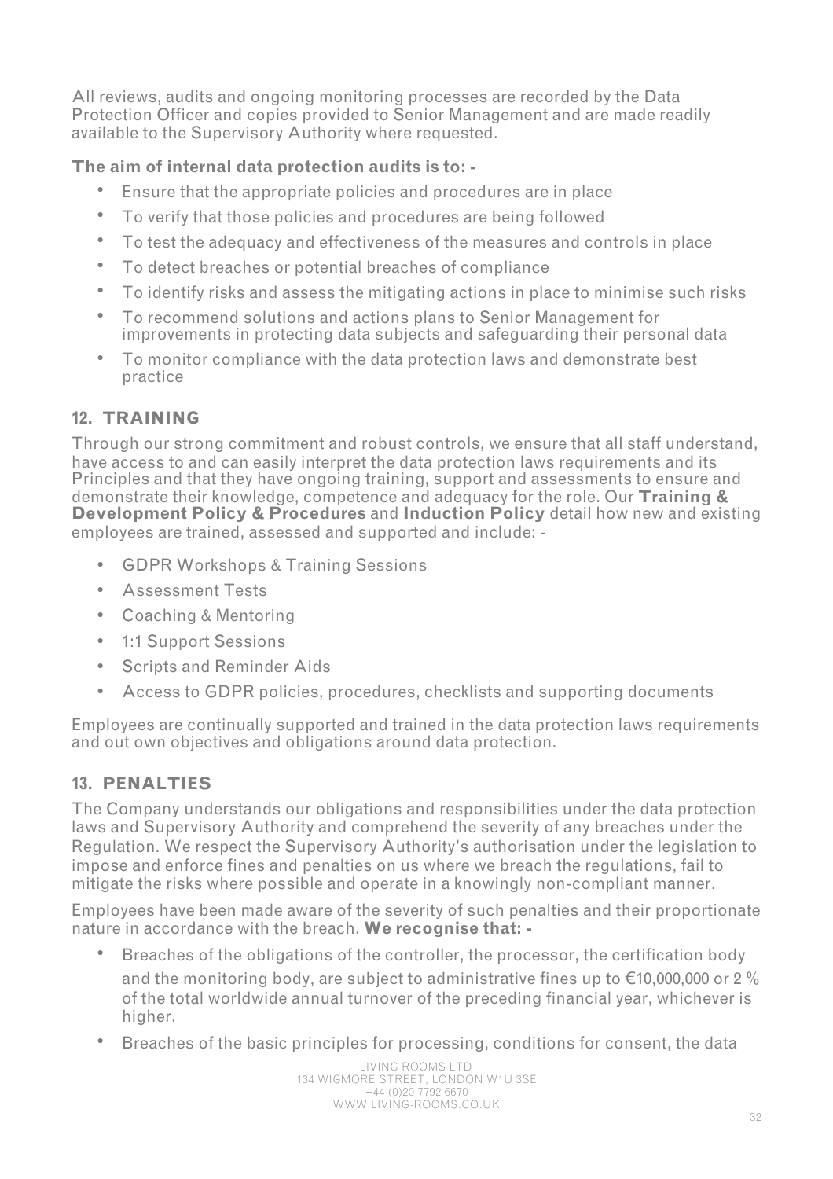All reviews, audits and ongoing monitoring processes are recorded by the Data Protection Officer and copies provided to Senior Management and are made readily available to the Supervisory Authority where requested.

**The aim of internal data protection audits is to: -**

- Ensure that the appropriate policies and procedures are in place
- To verify that those policies and procedures are being followed
- To test the adequacy and effectiveness of the measures and controls in place
- To detect breaches or potential breaches of compliance
- To identify risks and assess the mitigating actions in place to minimise such risks
- To recommend solutions and actions plans to Senior Management for improvements in protecting data subjects and safeguarding their personal data
- To monitor compliance with the data protection laws and demonstrate best practice

## 12. TRAINING

Through our strong commitment and robust controls, we ensure that all staff understand, have access to and can easily interpret the data protection laws requirements and its Principles and that they have ongoing training, support and assessments to ensure and demonstrate their knowledge, competence and adequacy for the role. Our **Training & Development Policy & Procedures** and **Induction Policy** detail how new and existing employees are trained, assessed and supported and include: -

- GDPR Workshops & Training Sessions
- Assessment Tests
- Coaching & Mentoring
- 1:1 Support Sessions
- Scripts and Reminder Aids
- Access to GDPR policies, procedures, checklists and supporting documents

Employees are continually supported and trained in the data protection laws requirements and out own objectives and obligations around data protection.

## 13. PENALTIES

The Company understands our obligations and responsibilities under the data protection laws and Supervisory Authority and comprehend the severity of any breaches under the Regulation. We respect the Supervisory Authority's authorisation under the legislation to impose and enforce fines and penalties on us where we breach the regulations, fail to mitigate the risks where possible and operate in a knowingly non-compliant manner.

Employees have been made aware of the severity of such penalties and their proportionate nature in accordance with the breach. **We recognise that: -**

- Breaches of the obligations of the controller, the processor, the certification body and the monitoring body, are subject to administrative fines up to €10,000,000 or 2 % of the total worldwide annual turnover of the preceding financial year, whichever is higher.
- Breaches of the basic principles for processing, conditions for consent, the data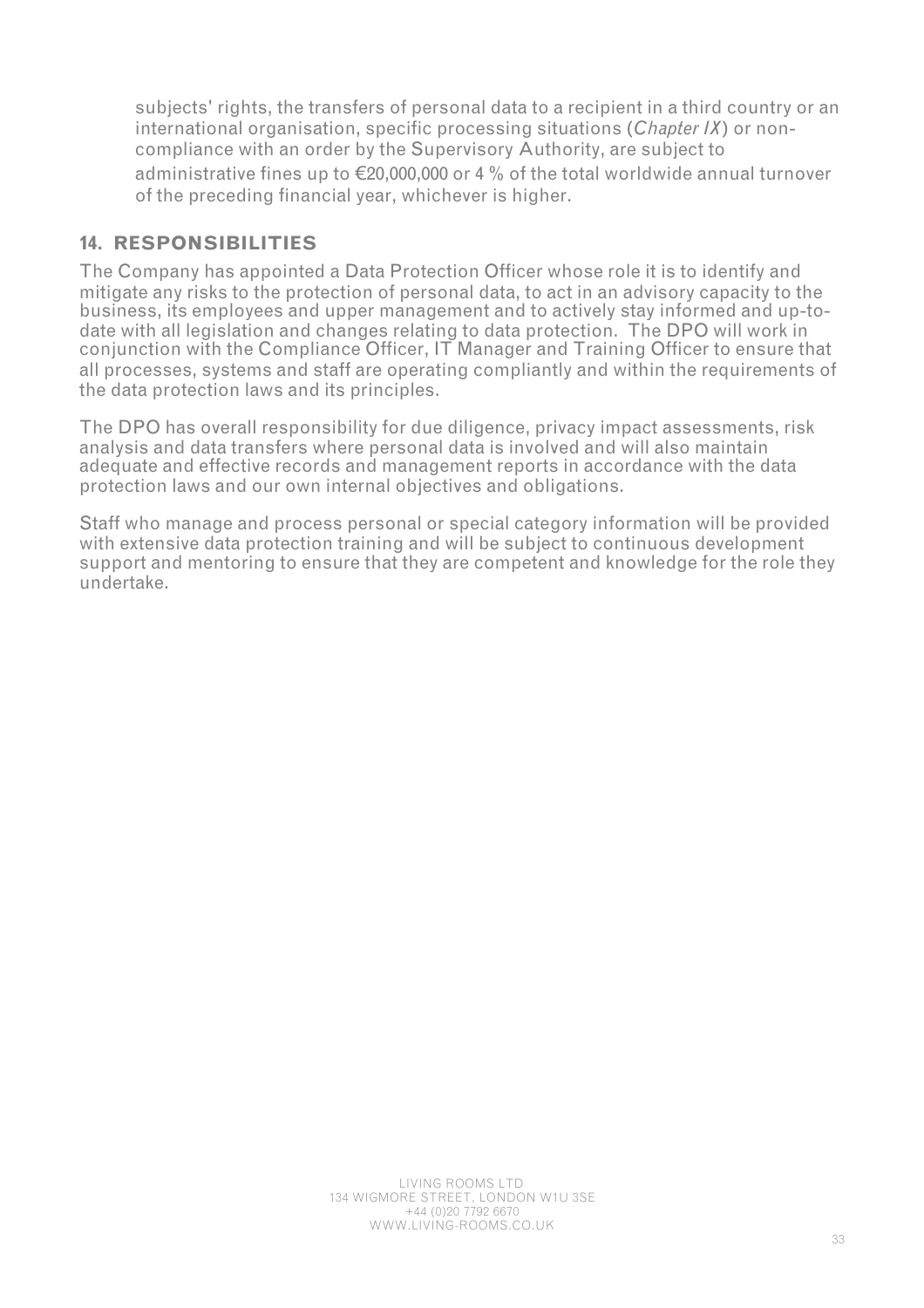subjects' rights, the transfers of personal data to a recipient in a third country or an international organisation, specific processing situations (*Chapter IX*) or non-compliance with an order by the Supervisory Authority, are subject to administrative fines up to €20,000,000 or 4 % of the total worldwide annual turnover of the preceding financial year, whichever is higher.

## 14. RESPONSIBILITIES

The Company has appointed a Data Protection Officer whose role it is to identify and mitigate any risks to the protection of personal data, to act in an advisory capacity to the business, its employees and upper management and to actively stay informed and up-to-date with all legislation and changes relating to data protection. The DPO will work in conjunction with the Compliance Officer, IT Manager and Training Officer to ensure that all processes, systems and staff are operating compliantly and within the requirements of the data protection laws and its principles.

The DPO has overall responsibility for due diligence, privacy impact assessments, risk analysis and data transfers where personal data is involved and will also maintain adequate and effective records and management reports in accordance with the data protection laws and our own internal objectives and obligations.

Staff who manage and process personal or special category information will be provided with extensive data protection training and will be subject to continuous development support and mentoring to ensure that they are competent and knowledge for the role they undertake.

LIVING ROOMS LTD
134 WIGMORE STREET, LONDON W1U 3SE
+44 (0)20 7792 6670
WWW.LIVING-ROOMS.CO.UK